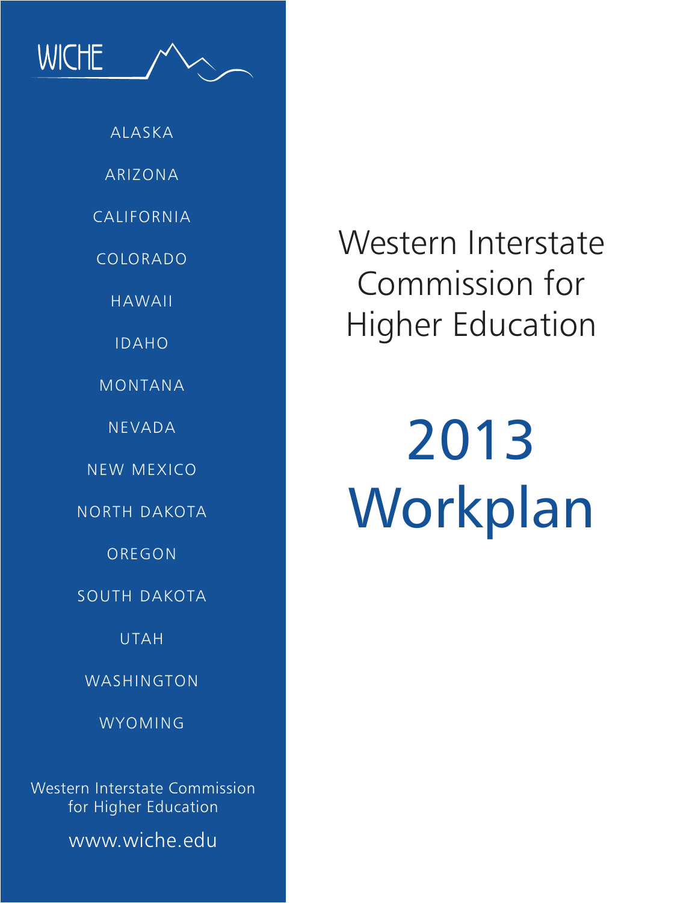WICHE

ALASKA

ARIZONA

CALIFORNIA

COLORADO

HAWAII

IDAHO

MONTANA

NEVADA

NEW MEXICO

NORTH DAKOTA

OREGON

SOUTH DAKOTA

UTAH

WASHINGTON

WYOMING

Western Interstate Commission for Higher Education

www.wiche.edu

# Western Interstate Commission for Higher Education

# 2013 Workplan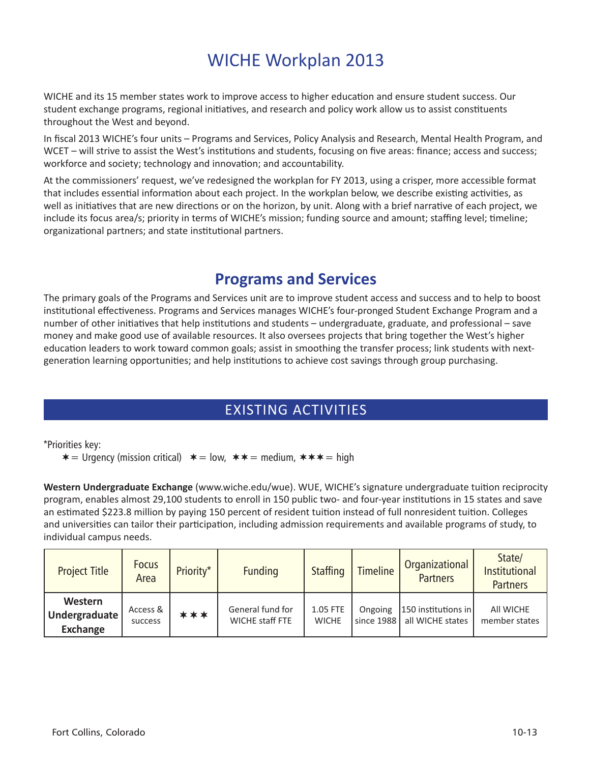# WICHE Workplan 2013

WICHE and its 15 member states work to improve access to higher education and ensure student success. Our student exchange programs, regional initiatives, and research and policy work allow us to assist constituents throughout the West and beyond.

In fiscal 2013 WICHE's four units – Programs and Services, Policy Analysis and Research, Mental Health Program, and WCET – will strive to assist the West's institutions and students, focusing on five areas: finance; access and success; workforce and society; technology and innovation; and accountability.

At the commissioners' request, we've redesigned the workplan for FY 2013, using a crisper, more accessible format that includes essential information about each project. In the workplan below, we describe existing activities, as well as initiatives that are new directions or on the horizon, by unit. Along with a brief narrative of each project, we include its focus area/s; priority in terms of WICHE's mission; funding source and amount; staffing level; timeline; organizational partners; and state institutional partners.

## Programs and Services

The primary goals of the Programs and Services unit are to improve student access and success and to help to boost institutional effectiveness. Programs and Services manages WICHE's four-pronged Student Exchange Program and a number of other initiatives that help institutions and students – undergraduate, graduate, and professional – save money and make good use of available resources. It also oversees projects that bring together the West's higher education leaders to work toward common goals; assist in smoothing the transfer process; link students with next-generation learning opportunities; and help institutions to achieve cost savings through group purchasing.

### EXISTING ACTIVITIES

*Priorities key:

✶ = Urgency (mission critical) ✶ = low, ✶✶ = medium, ✶✶✶ = high

**Western Undergraduate Exchange** (www.wiche.edu/wue). WUE, WICHE's signature undergraduate tuition reciprocity program, enables almost 29,100 students to enroll in 150 public two- and four-year institutions in 15 states and save an estimated $223.8 million by paying 150 percent of resident tuition instead of full nonresident tuition. Colleges and universities can tailor their participation, including admission requirements and available programs of study, to individual campus needs.

| Project Title | Focus Area | Priority* | Funding | Staffing | Timeline | Organizational Partners | State/ Institutional Partners |
|---|---|---|---|---|---|---|---|
| **Western Undergraduate Exchange** | Access & success | ✶✶✶ | General fund for WICHE staff FTE | 1.05 FTE WICHE | Ongoing since 1988 | 150 institutions in all WICHE states | All WICHE member states |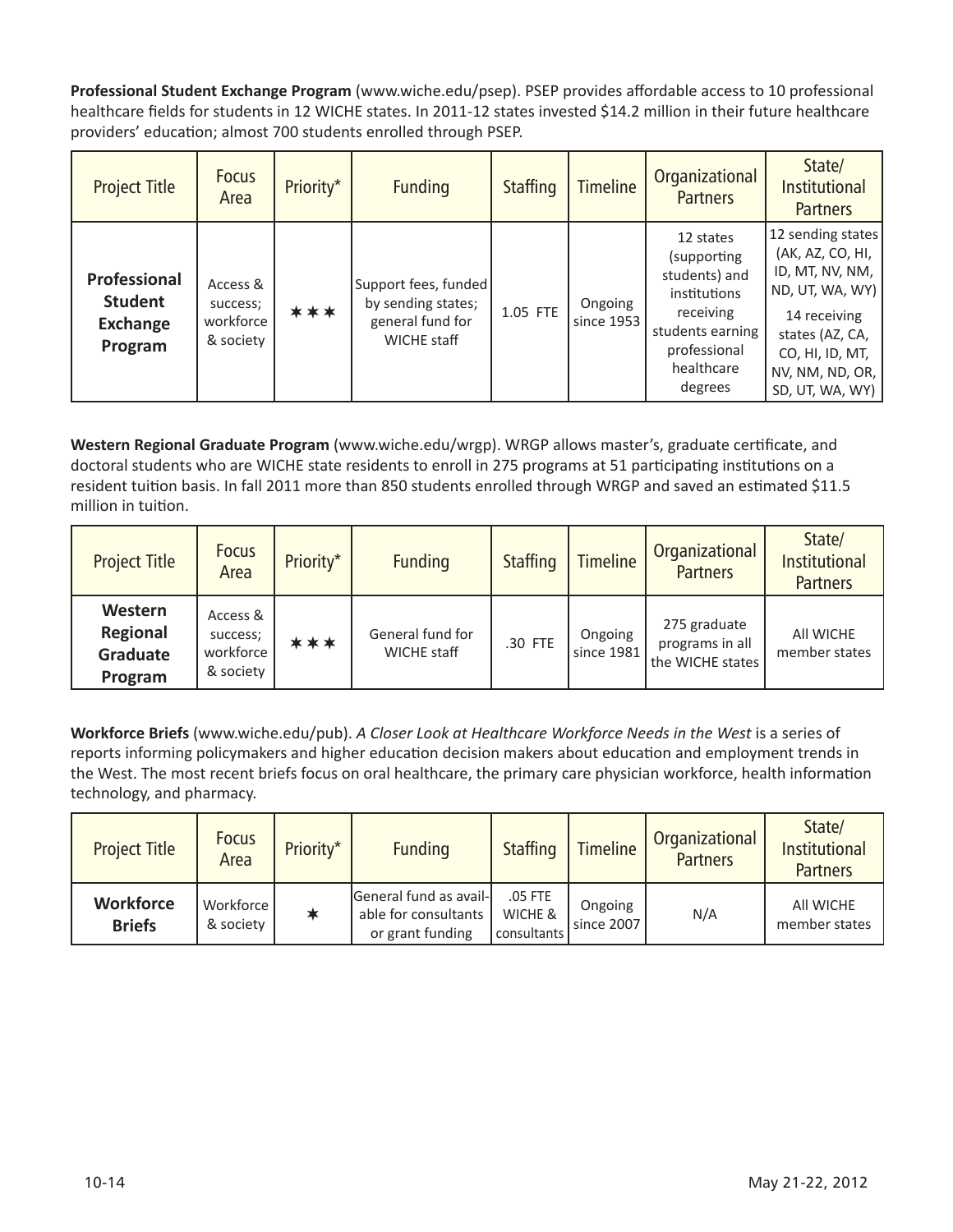**Professional Student Exchange Program** (www.wiche.edu/psep). PSEP provides affordable access to 10 professional healthcare fields for students in 12 WICHE states. In 2011-12 states invested $14.2 million in their future healthcare providers' education; almost 700 students enrolled through PSEP.

| Project Title | Focus Area | Priority* | Funding | Staffing | Timeline | Organizational Partners | State/ Institutional Partners |
|---|---|---|---|---|---|---|---|
| **Professional Student Exchange Program** | Access & success; workforce & society | ✶✶✶ | Support fees, funded by sending states; general fund for WICHE staff | 1.05 FTE | Ongoing since 1953 | 12 states (supporting students) and institutions receiving students earning professional healthcare degrees | 12 sending states (AK, AZ, CO, HI, ID, MT, NV, NM, ND, UT, WA, WY) 14 receiving states (AZ, CA, CO, HI, ID, MT, NV, NM, ND, OR, SD, UT, WA, WY) |

**Western Regional Graduate Program** (www.wiche.edu/wrgp). WRGP allows master's, graduate certificate, and doctoral students who are WICHE state residents to enroll in 275 programs at 51 participating institutions on a resident tuition basis. In fall 2011 more than 850 students enrolled through WRGP and saved an estimated $11.5 million in tuition.

| Project Title | Focus Area | Priority* | Funding | Staffing | Timeline | Organizational Partners | State/ Institutional Partners |
|---|---|---|---|---|---|---|---|
| **Western Regional Graduate Program** | Access & success; workforce & society | ✶✶✶ | General fund for WICHE staff | .30 FTE | Ongoing since 1981 | 275 graduate programs in all the WICHE states | All WICHE member states |

**Workforce Briefs** (www.wiche.edu/pub). *A Closer Look at Healthcare Workforce Needs in the West* is a series of reports informing policymakers and higher education decision makers about education and employment trends in the West. The most recent briefs focus on oral healthcare, the primary care physician workforce, health information technology, and pharmacy.

| Project Title | Focus Area | Priority* | Funding | Staffing | Timeline | Organizational Partners | State/ Institutional Partners |
|---|---|---|---|---|---|---|---|
| **Workforce Briefs** | Workforce & society | ✶ | General fund as available for consultants or grant funding | .05 FTE WICHE & consultants | Ongoing since 2007 | N/A | All WICHE member states |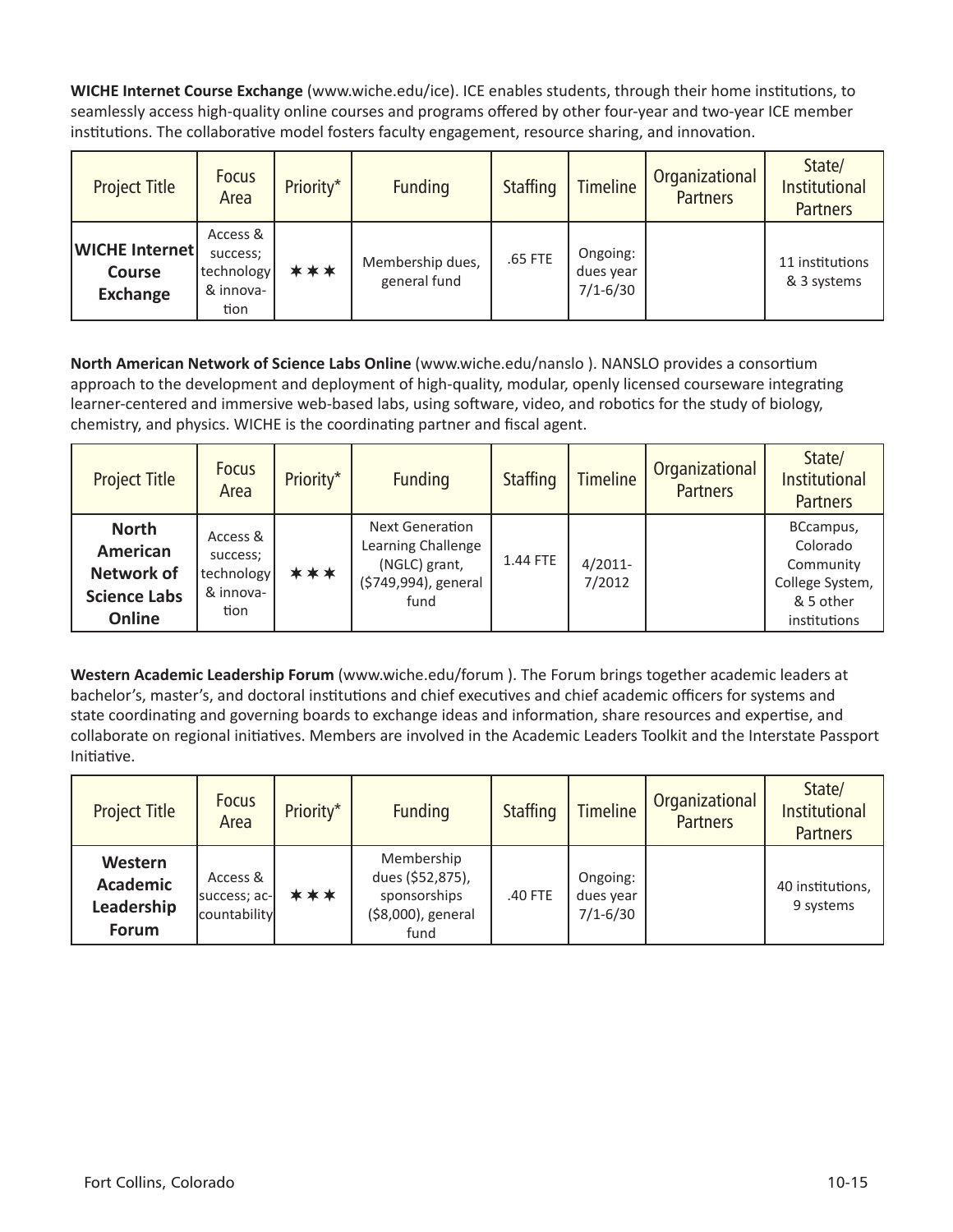**WICHE Internet Course Exchange** (www.wiche.edu/ice). ICE enables students, through their home institutions, to seamlessly access high-quality online courses and programs offered by other four-year and two-year ICE member institutions. The collaborative model fosters faculty engagement, resource sharing, and innovation.

| Project Title | Focus Area | Priority* | Funding | Staffing | Timeline | Organizational Partners | State/ Institutional Partners |
|---|---|---|---|---|---|---|---|
| **WICHE Internet Course Exchange** | Access & success; technology & innovation | ✶✶✶ | Membership dues, general fund | .65 FTE | Ongoing: dues year 7/1-6/30 | | 11 institutions & 3 systems |

**North American Network of Science Labs Online** (www.wiche.edu/nanslo ). NANSLO provides a consortium approach to the development and deployment of high-quality, modular, openly licensed courseware integrating learner-centered and immersive web-based labs, using software, video, and robotics for the study of biology, chemistry, and physics. WICHE is the coordinating partner and fiscal agent.

| Project Title | Focus Area | Priority* | Funding | Staffing | Timeline | Organizational Partners | State/ Institutional Partners |
|---|---|---|---|---|---|---|---|
| **North American Network of Science Labs Online** | Access & success; technology & innovation | ✶✶✶ | Next Generation Learning Challenge (NGLC) grant, ($749,994), general fund | 1.44 FTE | 4/2011-7/2012 | | BCcampus, Colorado Community College System, & 5 other institutions |

**Western Academic Leadership Forum** (www.wiche.edu/forum ). The Forum brings together academic leaders at bachelor's, master's, and doctoral institutions and chief executives and chief academic officers for systems and state coordinating and governing boards to exchange ideas and information, share resources and expertise, and collaborate on regional initiatives. Members are involved in the Academic Leaders Toolkit and the Interstate Passport Initiative.

| Project Title | Focus Area | Priority* | Funding | Staffing | Timeline | Organizational Partners | State/ Institutional Partners |
|---|---|---|---|---|---|---|---|
| **Western Academic Leadership Forum** | Access & success; accountability | ✶✶✶ | Membership dues ($52,875), sponsorships ($8,000), general fund | .40 FTE | Ongoing: dues year 7/1-6/30 | | 40 institutions, 9 systems |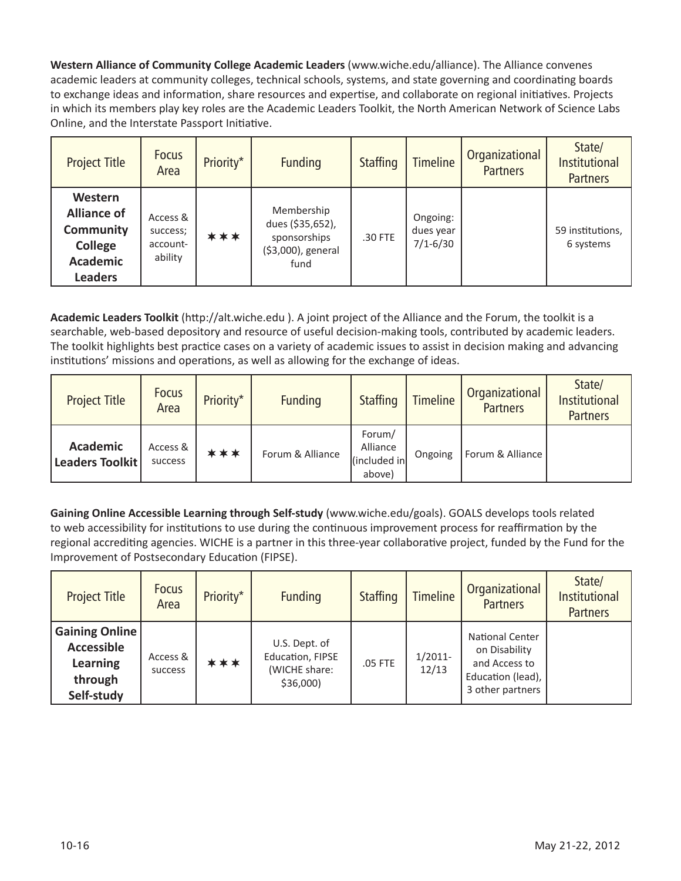**Western Alliance of Community College Academic Leaders** (www.wiche.edu/alliance). The Alliance convenes academic leaders at community colleges, technical schools, systems, and state governing and coordinating boards to exchange ideas and information, share resources and expertise, and collaborate on regional initiatives. Projects in which its members play key roles are the Academic Leaders Toolkit, the North American Network of Science Labs Online, and the Interstate Passport Initiative.

| Project Title | Focus Area | Priority* | Funding | Staffing | Timeline | Organizational Partners | State/ Institutional Partners |
|---|---|---|---|---|---|---|---|
| **Western Alliance of Community College Academic Leaders** | Access & success; account-ability | ✶✶✶ | Membership dues ($35,652), sponsorships ($3,000), general fund | .30 FTE | Ongoing: dues year 7/1-6/30 | | 59 institutions, 6 systems |

**Academic Leaders Toolkit** (http://alt.wiche.edu ). A joint project of the Alliance and the Forum, the toolkit is a searchable, web-based depository and resource of useful decision-making tools, contributed by academic leaders. The toolkit highlights best practice cases on a variety of academic issues to assist in decision making and advancing institutions' missions and operations, as well as allowing for the exchange of ideas.

| Project Title | Focus Area | Priority* | Funding | Staffing | Timeline | Organizational Partners | State/ Institutional Partners |
|---|---|---|---|---|---|---|---|
| **Academic Leaders Toolkit** | Access & success | ✶✶✶ | Forum & Alliance | Forum/ Alliance (included in above) | Ongoing | Forum & Alliance | |

**Gaining Online Accessible Learning through Self-study** (www.wiche.edu/goals). GOALS develops tools related to web accessibility for institutions to use during the continuous improvement process for reaffirmation by the regional accrediting agencies. WICHE is a partner in this three-year collaborative project, funded by the Fund for the Improvement of Postsecondary Education (FIPSE).

| Project Title | Focus Area | Priority* | Funding | Staffing | Timeline | Organizational Partners | State/ Institutional Partners |
|---|---|---|---|---|---|---|---|
| **Gaining Online Accessible Learning through Self-study** | Access & success | ✶✶✶ | U.S. Dept. of Education, FIPSE (WICHE share: $36,000) | .05 FTE | 1/2011-12/13 | National Center on Disability and Access to Education (lead), 3 other partners | |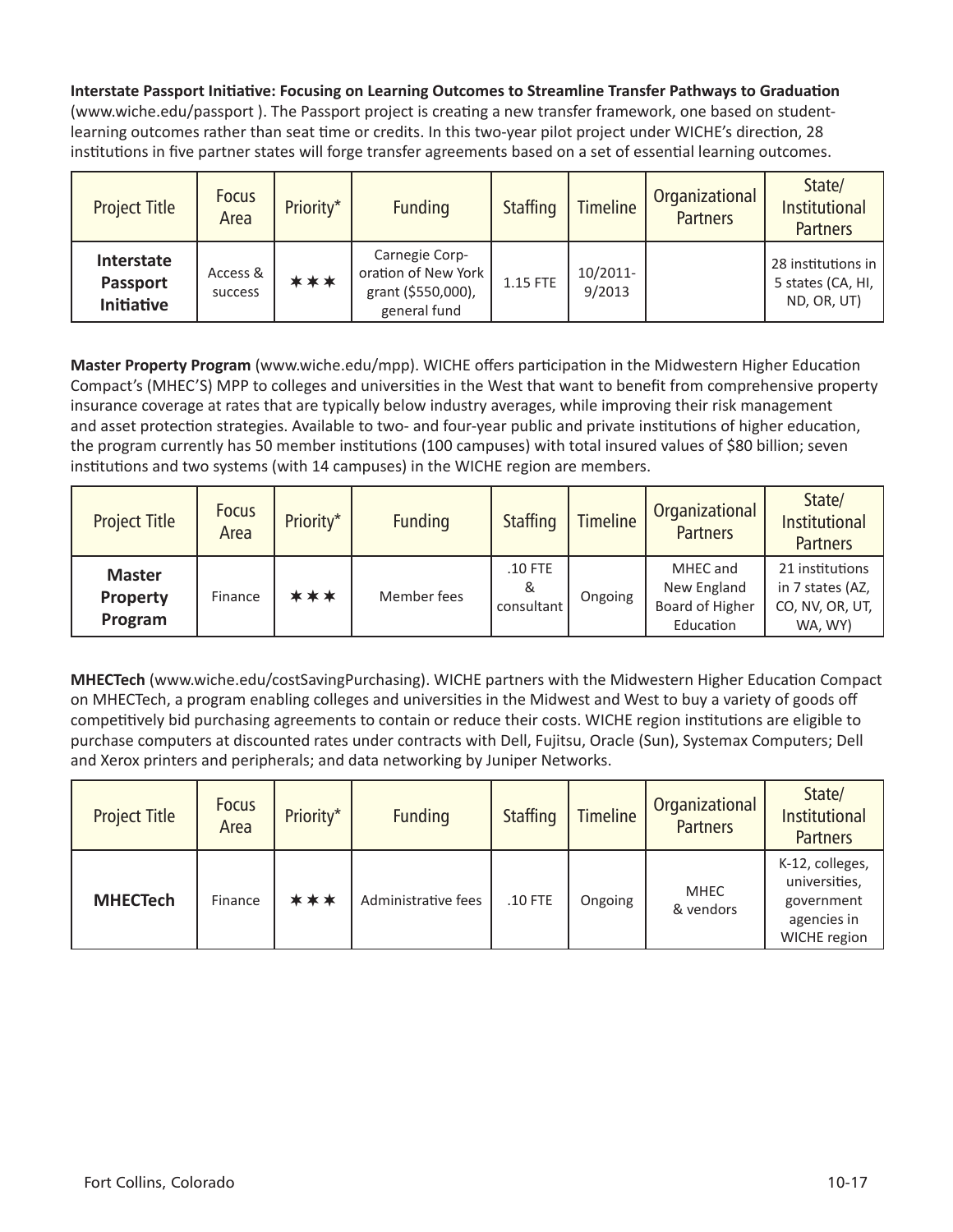**Interstate Passport Initiative: Focusing on Learning Outcomes to Streamline Transfer Pathways to Graduation** (www.wiche.edu/passport ). The Passport project is creating a new transfer framework, one based on student-learning outcomes rather than seat time or credits. In this two-year pilot project under WICHE's direction, 28 institutions in five partner states will forge transfer agreements based on a set of essential learning outcomes.

| Project Title | Focus Area | Priority* | Funding | Staffing | Timeline | Organizational Partners | State/ Institutional Partners |
|---|---|---|---|---|---|---|---|
| **Interstate Passport Initiative** | Access & success | ✶✶✶ | Carnegie Corporation of New York grant ($550,000), general fund | 1.15 FTE | 10/2011-9/2013 | | 28 institutions in 5 states (CA, HI, ND, OR, UT) |

**Master Property Program** (www.wiche.edu/mpp). WICHE offers participation in the Midwestern Higher Education Compact's (MHEC'S) MPP to colleges and universities in the West that want to benefit from comprehensive property insurance coverage at rates that are typically below industry averages, while improving their risk management and asset protection strategies. Available to two- and four-year public and private institutions of higher education, the program currently has 50 member institutions (100 campuses) with total insured values of $80 billion; seven institutions and two systems (with 14 campuses) in the WICHE region are members.

| Project Title | Focus Area | Priority* | Funding | Staffing | Timeline | Organizational Partners | State/ Institutional Partners |
|---|---|---|---|---|---|---|---|
| **Master Property Program** | Finance | ✶✶✶ | Member fees | .10 FTE & consultant | Ongoing | MHEC and New England Board of Higher Education | 21 institutions in 7 states (AZ, CO, NV, OR, UT, WA, WY) |

**MHECTech** (www.wiche.edu/costSavingPurchasing). WICHE partners with the Midwestern Higher Education Compact on MHECTech, a program enabling colleges and universities in the Midwest and West to buy a variety of goods off competitively bid purchasing agreements to contain or reduce their costs. WICHE region institutions are eligible to purchase computers at discounted rates under contracts with Dell, Fujitsu, Oracle (Sun), Systemax Computers; Dell and Xerox printers and peripherals; and data networking by Juniper Networks.

| Project Title | Focus Area | Priority* | Funding | Staffing | Timeline | Organizational Partners | State/ Institutional Partners |
|---|---|---|---|---|---|---|---|
| **MHECTech** | Finance | ✶✶✶ | Administrative fees | .10 FTE | Ongoing | MHEC & vendors | K-12, colleges, universities, government agencies in WICHE region |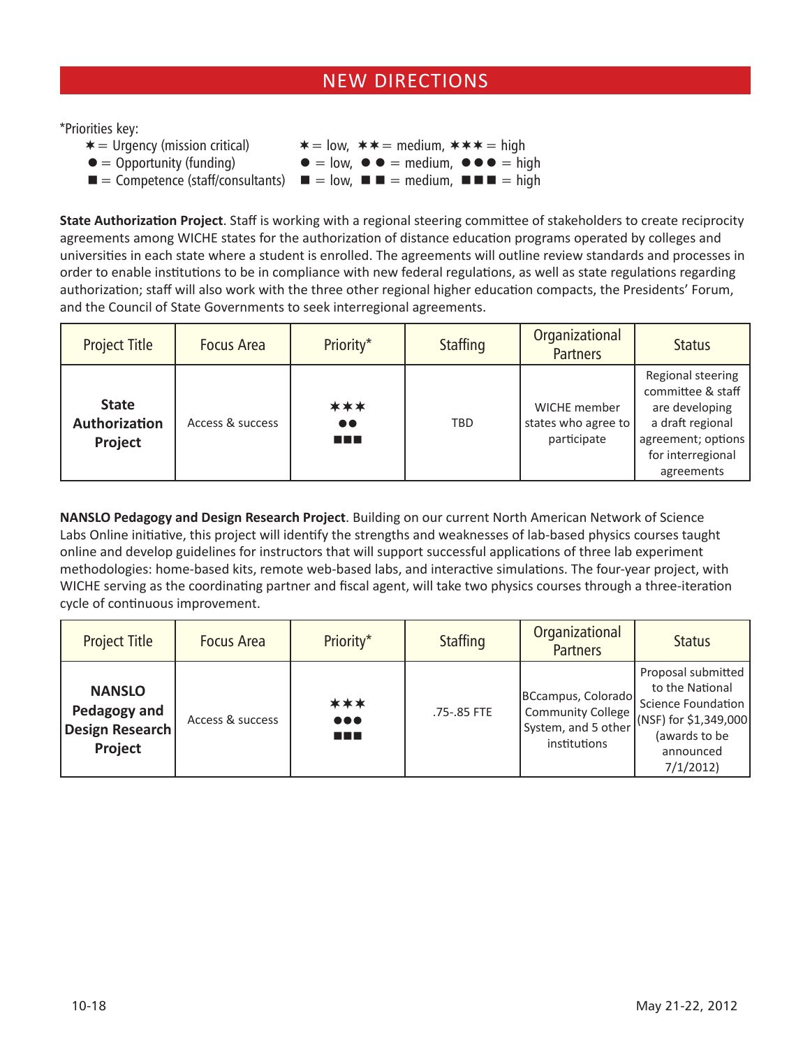# NEW DIRECTIONS

*Priorities key:

- ✶ = Urgency (mission critical) — ✶ = low, ✶✶ = medium, ✶✶✶ = high
- ● = Opportunity (funding) — ● = low, ●● = medium, ●●● = high
- ■ = Competence (staff/consultants) — ■ = low, ■■ = medium, ■■■ = high

**State Authorization Project**. Staff is working with a regional steering committee of stakeholders to create reciprocity agreements among WICHE states for the authorization of distance education programs operated by colleges and universities in each state where a student is enrolled. The agreements will outline review standards and processes in order to enable institutions to be in compliance with new federal regulations, as well as state regulations regarding authorization; staff will also work with the three other regional higher education compacts, the Presidents' Forum, and the Council of State Governments to seek interregional agreements.

| Project Title | Focus Area | Priority* | Staffing | Organizational Partners | Status |
|---|---|---|---|---|---|
| **State Authorization Project** | Access & success | ✶✶✶ ●● ■■■ | TBD | WICHE member states who agree to participate | Regional steering committee & staff are developing a draft regional agreement; options for interregional agreements |

**NANSLO Pedagogy and Design Research Project**. Building on our current North American Network of Science Labs Online initiative, this project will identify the strengths and weaknesses of lab-based physics courses taught online and develop guidelines for instructors that will support successful applications of three lab experiment methodologies: home-based kits, remote web-based labs, and interactive simulations. The four-year project, with WICHE serving as the coordinating partner and fiscal agent, will take two physics courses through a three-iteration cycle of continuous improvement.

| Project Title | Focus Area | Priority* | Staffing | Organizational Partners | Status |
|---|---|---|---|---|---|
| **NANSLO Pedagogy and Design Research Project** | Access & success | ✶✶✶ ●●● ■■■ | .75-.85 FTE | BCcampus, Colorado Community College System, and 5 other institutions | Proposal submitted to the National Science Foundation (NSF) for $1,349,000 (awards to be announced 7/1/2012) |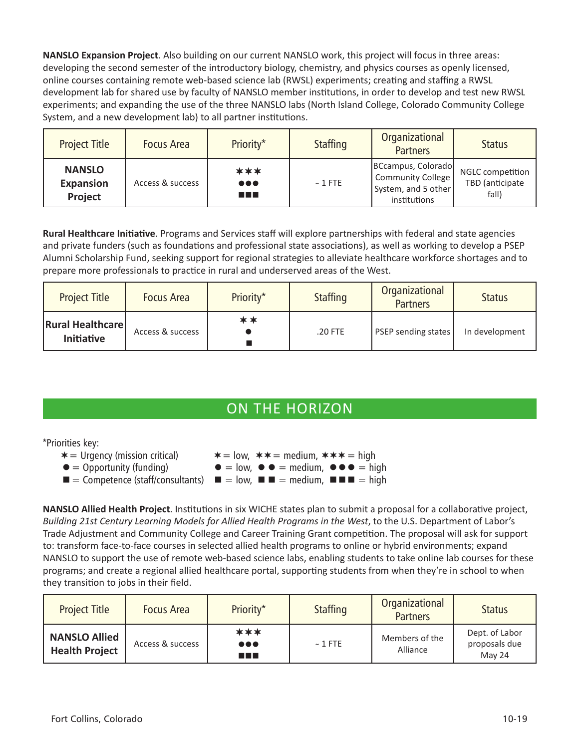**NANSLO Expansion Project**. Also building on our current NANSLO work, this project will focus in three areas: developing the second semester of the introductory biology, chemistry, and physics courses as openly licensed, online courses containing remote web-based science lab (RWSL) experiments; creating and staffing a RWSL development lab for shared use by faculty of NANSLO member institutions, in order to develop and test new RWSL experiments; and expanding the use of the three NANSLO labs (North Island College, Colorado Community College System, and a new development lab) to all partner institutions.

| Project Title | Focus Area | Priority* | Staffing | Organizational Partners | Status |
|---|---|---|---|---|---|
| **NANSLO Expansion Project** | Access & success | ✶✶✶ ●●● ■■■ | ~ 1 FTE | BCcampus, Colorado Community College System, and 5 other institutions | NGLC competition TBD (anticipate fall) |

**Rural Healthcare Initiative**. Programs and Services staff will explore partnerships with federal and state agencies and private funders (such as foundations and professional state associations), as well as working to develop a PSEP Alumni Scholarship Fund, seeking support for regional strategies to alleviate healthcare workforce shortages and to prepare more professionals to practice in rural and underserved areas of the West.

| Project Title | Focus Area | Priority* | Staffing | Organizational Partners | Status |
|---|---|---|---|---|---|
| **Rural Healthcare Initiative** | Access & success | ✶✶ ● ■ | .20 FTE | PSEP sending states | In development |

## ON THE HORIZON

*Priorities key:

- ✶ = Urgency (mission critical) — ✶ = low, ✶✶ = medium, ✶✶✶ = high
- ● = Opportunity (funding) — ● = low, ● ● = medium, ●●● = high
- ■ = Competence (staff/consultants) — ■ = low, ■ ■ = medium, ■■■ = high

**NANSLO Allied Health Project**. Institutions in six WICHE states plan to submit a proposal for a collaborative project, *Building 21st Century Learning Models for Allied Health Programs in the West*, to the U.S. Department of Labor's Trade Adjustment and Community College and Career Training Grant competition. The proposal will ask for support to: transform face-to-face courses in selected allied health programs to online or hybrid environments; expand NANSLO to support the use of remote web-based science labs, enabling students to take online lab courses for these programs; and create a regional allied healthcare portal, supporting students from when they're in school to when they transition to jobs in their field.

| Project Title | Focus Area | Priority* | Staffing | Organizational Partners | Status |
|---|---|---|---|---|---|
| **NANSLO Allied Health Project** | Access & success | ✶✶✶ ●●● ■■■ | ~ 1 FTE | Members of the Alliance | Dept. of Labor proposals due May 24 |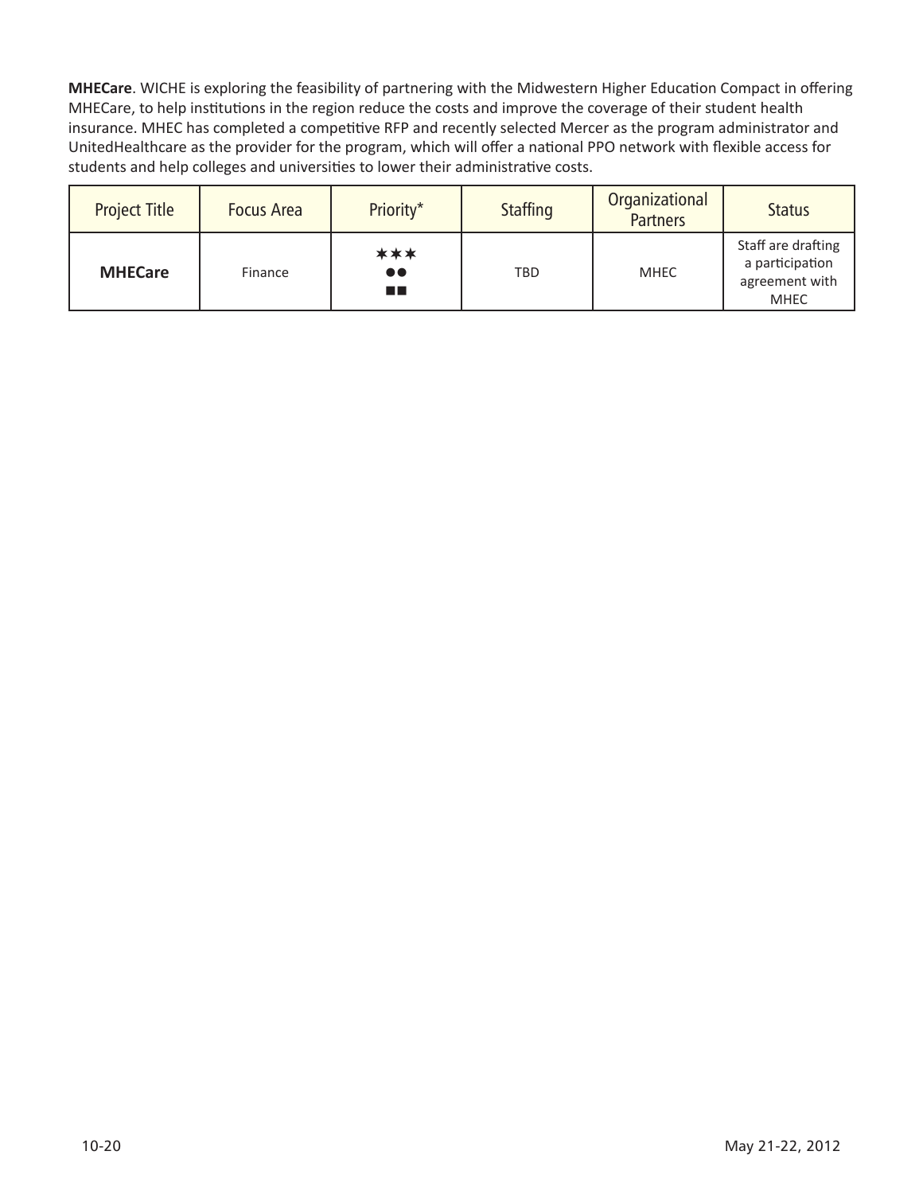**MHECare**. WICHE is exploring the feasibility of partnering with the Midwestern Higher Education Compact in offering MHECare, to help institutions in the region reduce the costs and improve the coverage of their student health insurance. MHEC has completed a competitive RFP and recently selected Mercer as the program administrator and UnitedHealthcare as the provider for the program, which will offer a national PPO network with flexible access for students and help colleges and universities to lower their administrative costs.

| Project Title | Focus Area | Priority* | Staffing | Organizational Partners | Status |
|---|---|---|---|---|---|
| **MHECare** | Finance | ✶✶✶ ●● ■■ | TBD | MHEC | Staff are drafting a participation agreement with MHEC |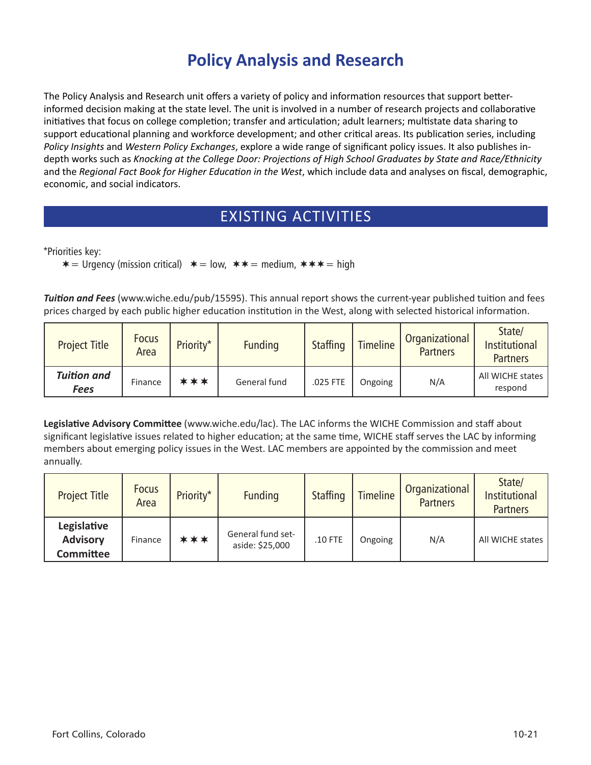# Policy Analysis and Research

The Policy Analysis and Research unit offers a variety of policy and information resources that support better-informed decision making at the state level. The unit is involved in a number of research projects and collaborative initiatives that focus on college completion; transfer and articulation; adult learners; multistate data sharing to support educational planning and workforce development; and other critical areas. Its publication series, including *Policy Insights* and *Western Policy Exchanges*, explore a wide range of significant policy issues. It also publishes in-depth works such as *Knocking at the College Door: Projections of High School Graduates by State and Race/Ethnicity* and the *Regional Fact Book for Higher Education in the West*, which include data and analyses on fiscal, demographic, economic, and social indicators.

## EXISTING ACTIVITIES

*Priorities key:
✶ = Urgency (mission critical) ✶ = low, ✶✶ = medium, ✶✶✶ = high

***Tuition and Fees*** (www.wiche.edu/pub/15595). This annual report shows the current-year published tuition and fees prices charged by each public higher education institution in the West, along with selected historical information.

| Project Title | Focus Area | Priority* | Funding | Staffing | Timeline | Organizational Partners | State/ Institutional Partners |
|---|---|---|---|---|---|---|---|
| ***Tuition and Fees*** | Finance | ✶✶✶ | General fund | .025 FTE | Ongoing | N/A | All WICHE states respond |

**Legislative Advisory Committee** (www.wiche.edu/lac). The LAC informs the WICHE Commission and staff about significant legislative issues related to higher education; at the same time, WICHE staff serves the LAC by informing members about emerging policy issues in the West. LAC members are appointed by the commission and meet annually.

| Project Title | Focus Area | Priority* | Funding | Staffing | Timeline | Organizational Partners | State/ Institutional Partners |
|---|---|---|---|---|---|---|---|
| **Legislative Advisory Committee** | Finance | ✶✶✶ | General fund set-aside: $25,000 | .10 FTE | Ongoing | N/A | All WICHE states |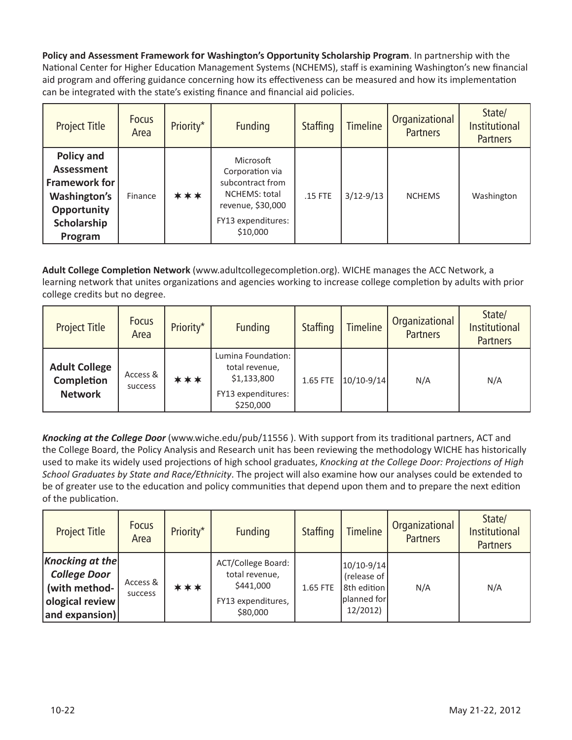**Policy and Assessment Framework for Washington's Opportunity Scholarship Program**. In partnership with the National Center for Higher Education Management Systems (NCHEMS), staff is examining Washington's new financial aid program and offering guidance concerning how its effectiveness can be measured and how its implementation can be integrated with the state's existing finance and financial aid policies.

| Project Title | Focus Area | Priority* | Funding | Staffing | Timeline | Organizational Partners | State/ Institutional Partners |
|---|---|---|---|---|---|---|---|
| **Policy and Assessment Framework for Washington's Opportunity Scholarship Program** | Finance | ✶✶✶ | Microsoft Corporation via subcontract from NCHEMS: total revenue, $30,000<br>FY13 expenditures: $10,000 | .15 FTE | 3/12-9/13 | NCHEMS | Washington |

**Adult College Completion Network** (www.adultcollegecompletion.org). WICHE manages the ACC Network, a learning network that unites organizations and agencies working to increase college completion by adults with prior college credits but no degree.

| Project Title | Focus Area | Priority* | Funding | Staffing | Timeline | Organizational Partners | State/ Institutional Partners |
|---|---|---|---|---|---|---|---|
| **Adult College Completion Network** | Access & success | ✶✶✶ | Lumina Foundation: total revenue, $1,133,800<br>FY13 expenditures: $250,000 | 1.65 FTE | 10/10-9/14 | N/A | N/A |

***Knocking at the College Door*** (www.wiche.edu/pub/11556 ). With support from its traditional partners, ACT and the College Board, the Policy Analysis and Research unit has been reviewing the methodology WICHE has historically used to make its widely used projections of high school graduates, *Knocking at the College Door: Projections of High School Graduates by State and Race/Ethnicity*. The project will also examine how our analyses could be extended to be of greater use to the education and policy communities that depend upon them and to prepare the next edition of the publication.

| Project Title | Focus Area | Priority* | Funding | Staffing | Timeline | Organizational Partners | State/ Institutional Partners |
|---|---|---|---|---|---|---|---|
| ***Knocking at the College Door* (with methodological review and expansion)** | Access & success | ✶✶✶ | ACT/College Board: total revenue, $441,000<br>FY13 expenditures, $80,000 | 1.65 FTE | 10/10-9/14 (release of 8th edition planned for 12/2012) | N/A | N/A |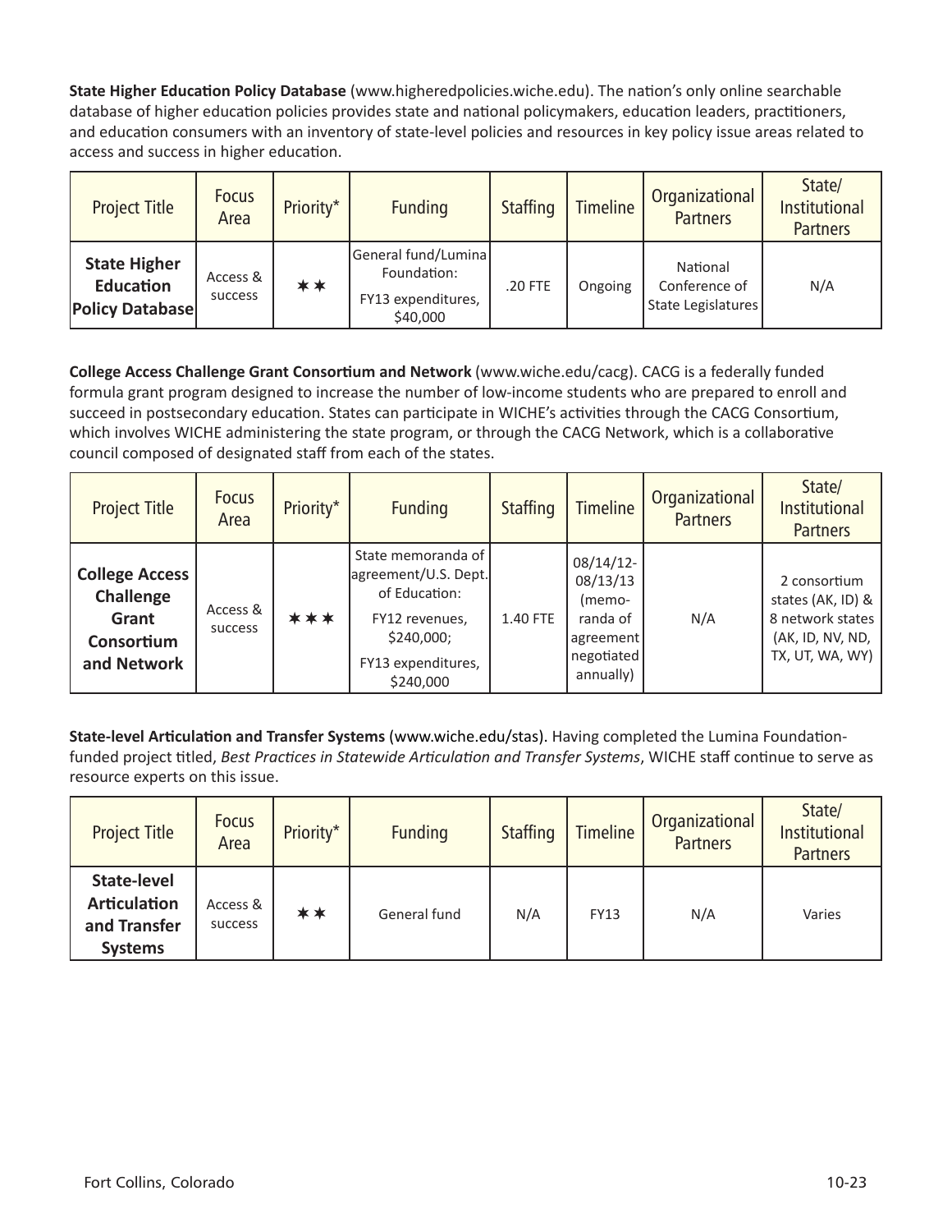**State Higher Education Policy Database** (www.higheredpolicies.wiche.edu). The nation's only online searchable database of higher education policies provides state and national policymakers, education leaders, practitioners, and education consumers with an inventory of state-level policies and resources in key policy issue areas related to access and success in higher education.

| Project Title | Focus Area | Priority* | Funding | Staffing | Timeline | Organizational Partners | State/ Institutional Partners |
|---|---|---|---|---|---|---|---|
| **State Higher Education Policy Database** | Access & success | ✶✶ | General fund/Lumina Foundation: FY13 expenditures, $40,000 | .20 FTE | Ongoing | National Conference of State Legislatures | N/A |

**College Access Challenge Grant Consortium and Network** (www.wiche.edu/cacg). CACG is a federally funded formula grant program designed to increase the number of low-income students who are prepared to enroll and succeed in postsecondary education. States can participate in WICHE's activities through the CACG Consortium, which involves WICHE administering the state program, or through the CACG Network, which is a collaborative council composed of designated staff from each of the states.

| Project Title | Focus Area | Priority* | Funding | Staffing | Timeline | Organizational Partners | State/ Institutional Partners |
|---|---|---|---|---|---|---|---|
| **College Access Challenge Grant Consortium and Network** | Access & success | ✶✶✶ | State memoranda of agreement/U.S. Dept. of Education: FY12 revenues, $240,000; FY13 expenditures, $240,000 | 1.40 FTE | 08/14/12-08/13/13 (memoranda of agreement negotiated annually) | N/A | 2 consortium states (AK, ID) & 8 network states (AK, ID, NV, ND, TX, UT, WA, WY) |

**State-level Articulation and Transfer Systems** (www.wiche.edu/stas). Having completed the Lumina Foundation-funded project titled, *Best Practices in Statewide Articulation and Transfer Systems*, WICHE staff continue to serve as resource experts on this issue.

| Project Title | Focus Area | Priority* | Funding | Staffing | Timeline | Organizational Partners | State/ Institutional Partners |
|---|---|---|---|---|---|---|---|
| **State-level Articulation and Transfer Systems** | Access & success | ✶✶ | General fund | N/A | FY13 | N/A | Varies |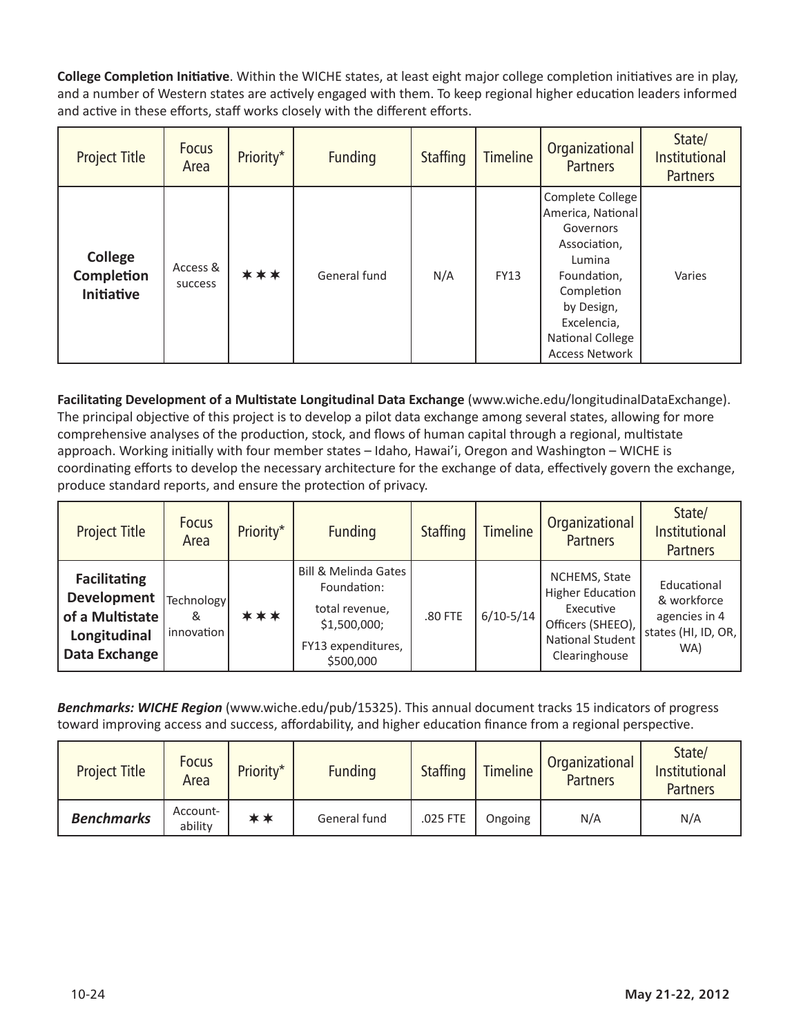**College Completion Initiative**. Within the WICHE states, at least eight major college completion initiatives are in play, and a number of Western states are actively engaged with them. To keep regional higher education leaders informed and active in these efforts, staff works closely with the different efforts.

| Project Title | Focus Area | Priority* | Funding | Staffing | Timeline | Organizational Partners | State/ Institutional Partners |
|---|---|---|---|---|---|---|---|
| **College Completion Initiative** | Access & success | ✶✶✶ | General fund | N/A | FY13 | Complete College America, National Governors Association, Lumina Foundation, Completion by Design, Excelencia, National College Access Network | Varies |

**Facilitating Development of a Multistate Longitudinal Data Exchange** (www.wiche.edu/longitudinalDataExchange). The principal objective of this project is to develop a pilot data exchange among several states, allowing for more comprehensive analyses of the production, stock, and flows of human capital through a regional, multistate approach. Working initially with four member states – Idaho, Hawai'i, Oregon and Washington – WICHE is coordinating efforts to develop the necessary architecture for the exchange of data, effectively govern the exchange, produce standard reports, and ensure the protection of privacy.

| Project Title | Focus Area | Priority* | Funding | Staffing | Timeline | Organizational Partners | State/ Institutional Partners |
|---|---|---|---|---|---|---|---|
| **Facilitating Development of a Multistate Longitudinal Data Exchange** | Technology & innovation | ✶✶✶ | Bill & Melinda Gates Foundation: total revenue, $1,500,000; FY13 expenditures, $500,000 | .80 FTE | 6/10-5/14 | NCHEMS, State Higher Education Executive Officers (SHEEO), National Student Clearinghouse | Educational & workforce agencies in 4 states (HI, ID, OR, WA) |

***Benchmarks: WICHE Region*** (www.wiche.edu/pub/15325). This annual document tracks 15 indicators of progress toward improving access and success, affordability, and higher education finance from a regional perspective.

| Project Title | Focus Area | Priority* | Funding | Staffing | Timeline | Organizational Partners | State/ Institutional Partners |
|---|---|---|---|---|---|---|---|
| ***Benchmarks*** | Account-ability | ✶✶ | General fund | .025 FTE | Ongoing | N/A | N/A |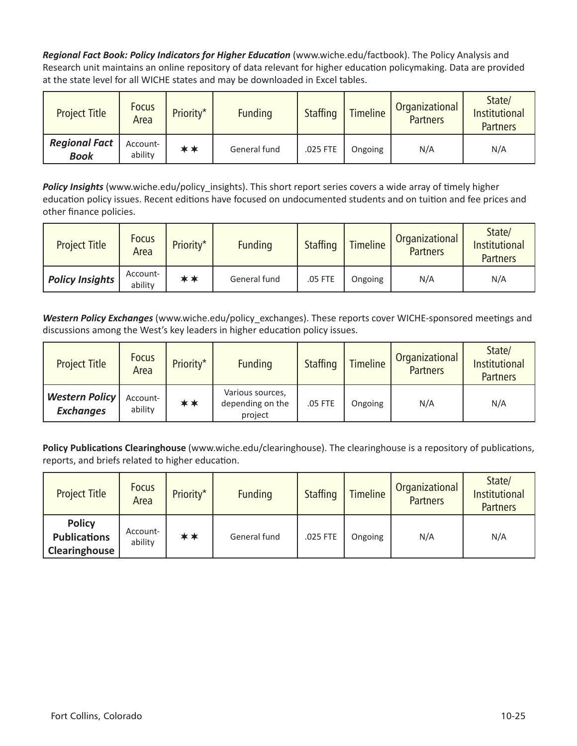***Regional Fact Book: Policy Indicators for Higher Education*** (www.wiche.edu/factbook). The Policy Analysis and Research unit maintains an online repository of data relevant for higher education policymaking. Data are provided at the state level for all WICHE states and may be downloaded in Excel tables.

| Project Title | Focus Area | Priority* | Funding | Staffing | Timeline | Organizational Partners | State/ Institutional Partners |
|---|---|---|---|---|---|---|---|
| ***Regional Fact Book*** | Account-ability | ✶✶ | General fund | .025 FTE | Ongoing | N/A | N/A |

***Policy Insights*** (www.wiche.edu/policy_insights). This short report series covers a wide array of timely higher education policy issues. Recent editions have focused on undocumented students and on tuition and fee prices and other finance policies.

| Project Title | Focus Area | Priority* | Funding | Staffing | Timeline | Organizational Partners | State/ Institutional Partners |
|---|---|---|---|---|---|---|---|
| ***Policy Insights*** | Account-ability | ✶✶ | General fund | .05 FTE | Ongoing | N/A | N/A |

***Western Policy Exchanges*** (www.wiche.edu/policy_exchanges). These reports cover WICHE-sponsored meetings and discussions among the West's key leaders in higher education policy issues.

| Project Title | Focus Area | Priority* | Funding | Staffing | Timeline | Organizational Partners | State/ Institutional Partners |
|---|---|---|---|---|---|---|---|
| ***Western Policy Exchanges*** | Account-ability | ✶✶ | Various sources, depending on the project | .05 FTE | Ongoing | N/A | N/A |

**Policy Publications Clearinghouse** (www.wiche.edu/clearinghouse). The clearinghouse is a repository of publications, reports, and briefs related to higher education.

| Project Title | Focus Area | Priority* | Funding | Staffing | Timeline | Organizational Partners | State/ Institutional Partners |
|---|---|---|---|---|---|---|---|
| **Policy Publications Clearinghouse** | Account-ability | ✶✶ | General fund | .025 FTE | Ongoing | N/A | N/A |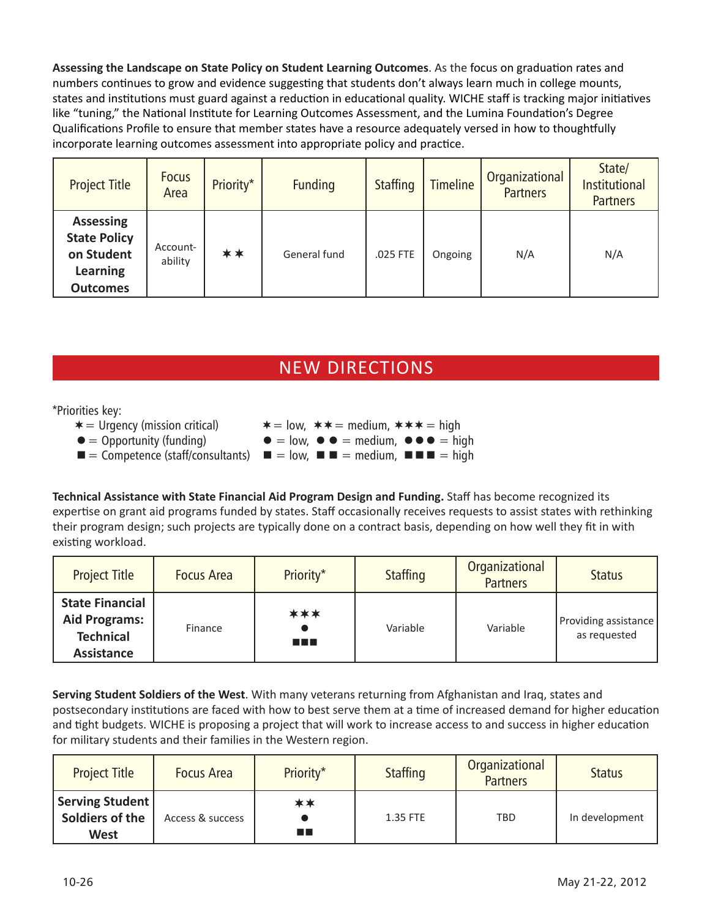**Assessing the Landscape on State Policy on Student Learning Outcomes**. As the focus on graduation rates and numbers continues to grow and evidence suggesting that students don't always learn much in college mounts, states and institutions must guard against a reduction in educational quality. WICHE staff is tracking major initiatives like "tuning," the National Institute for Learning Outcomes Assessment, and the Lumina Foundation's Degree Qualifications Profile to ensure that member states have a resource adequately versed in how to thoughtfully incorporate learning outcomes assessment into appropriate policy and practice.

| Project Title | Focus Area | Priority* | Funding | Staffing | Timeline | Organizational Partners | State/ Institutional Partners |
|---|---|---|---|---|---|---|---|
| **Assessing State Policy on Student Learning Outcomes** | Account-ability | ✶✶ | General fund | .025 FTE | Ongoing | N/A | N/A |

## NEW DIRECTIONS

*Priorities key:
- ✶ = Urgency (mission critical) — ✶ = low, ✶✶ = medium, ✶✶✶ = high
- ● = Opportunity (funding) — ● = low, ● ● = medium, ● ● ● = high
- ■ = Competence (staff/consultants) — ■ = low, ■ ■ = medium, ■ ■ ■ = high

**Technical Assistance with State Financial Aid Program Design and Funding.** Staff has become recognized its expertise on grant aid programs funded by states. Staff occasionally receives requests to assist states with rethinking their program design; such projects are typically done on a contract basis, depending on how well they fit in with existing workload.

| Project Title | Focus Area | Priority* | Staffing | Organizational Partners | Status |
|---|---|---|---|---|---|
| **State Financial Aid Programs: Technical Assistance** | Finance | ✶✶✶ ● ■■■ | Variable | Variable | Providing assistance as requested |

**Serving Student Soldiers of the West**. With many veterans returning from Afghanistan and Iraq, states and postsecondary institutions are faced with how to best serve them at a time of increased demand for higher education and tight budgets. WICHE is proposing a project that will work to increase access to and success in higher education for military students and their families in the Western region.

| Project Title | Focus Area | Priority* | Staffing | Organizational Partners | Status |
|---|---|---|---|---|---|
| **Serving Student Soldiers of the West** | Access & success | ✶✶ ● ■■ | 1.35 FTE | TBD | In development |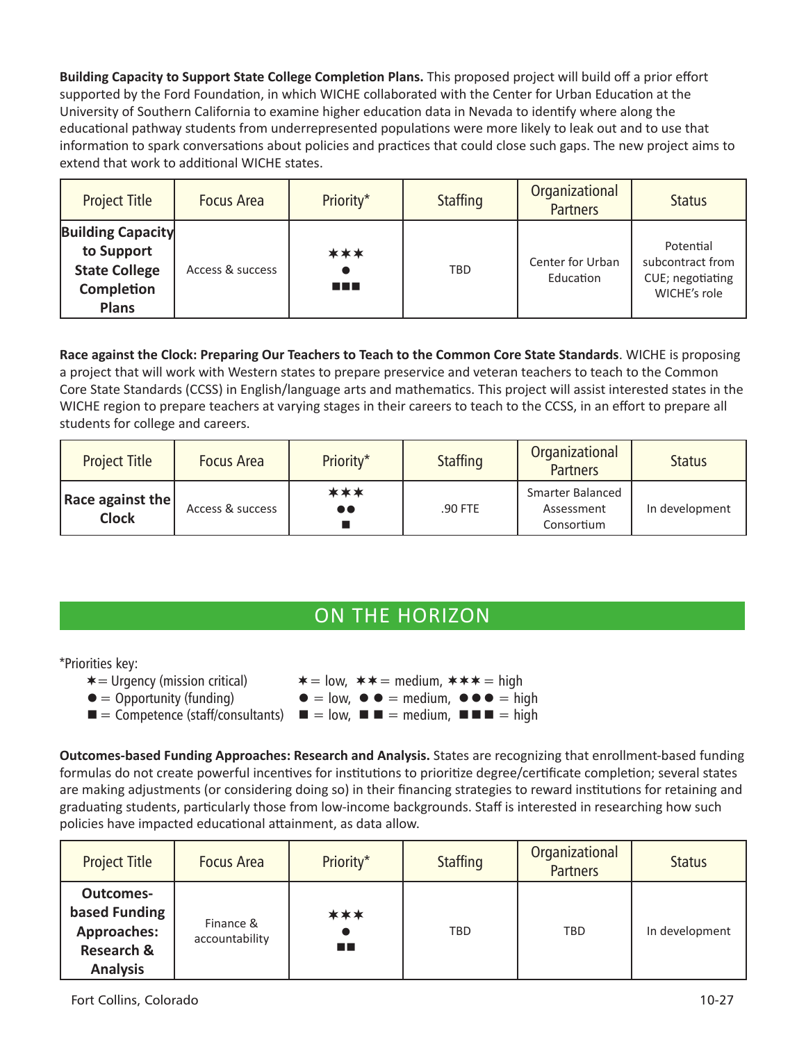**Building Capacity to Support State College Completion Plans.** This proposed project will build off a prior effort supported by the Ford Foundation, in which WICHE collaborated with the Center for Urban Education at the University of Southern California to examine higher education data in Nevada to identify where along the educational pathway students from underrepresented populations were more likely to leak out and to use that information to spark conversations about policies and practices that could close such gaps. The new project aims to extend that work to additional WICHE states.

| Project Title | Focus Area | Priority* | Staffing | Organizational Partners | Status |
|---|---|---|---|---|---|
| **Building Capacity to Support State College Completion Plans** | Access & success | ✶✶✶ ● ■■■ | TBD | Center for Urban Education | Potential subcontract from CUE; negotiating WICHE's role |

**Race against the Clock: Preparing Our Teachers to Teach to the Common Core State Standards**. WICHE is proposing a project that will work with Western states to prepare preservice and veteran teachers to teach to the Common Core State Standards (CCSS) in English/language arts and mathematics. This project will assist interested states in the WICHE region to prepare teachers at varying stages in their careers to teach to the CCSS, in an effort to prepare all students for college and careers.

| Project Title | Focus Area | Priority* | Staffing | Organizational Partners | Status |
|---|---|---|---|---|---|
| **Race against the Clock** | Access & success | ✶✶✶ ●● ■ | .90 FTE | Smarter Balanced Assessment Consortium | In development |

## ON THE HORIZON

*Priorities key:

- ✶ = Urgency (mission critical) — ✶ = low, ✶✶ = medium, ✶✶✶ = high
- ● = Opportunity (funding) — ● = low, ● ● = medium, ●●● = high
- ■ = Competence (staff/consultants) — ■ = low, ■ ■ = medium, ■■■ = high

**Outcomes-based Funding Approaches: Research and Analysis.** States are recognizing that enrollment-based funding formulas do not create powerful incentives for institutions to prioritize degree/certificate completion; several states are making adjustments (or considering doing so) in their financing strategies to reward institutions for retaining and graduating students, particularly those from low-income backgrounds. Staff is interested in researching how such policies have impacted educational attainment, as data allow.

| Project Title | Focus Area | Priority* | Staffing | Organizational Partners | Status |
|---|---|---|---|---|---|
| **Outcomes-based Funding Approaches: Research & Analysis** | Finance & accountability | ✶✶✶ ● ■■ | TBD | TBD | In development |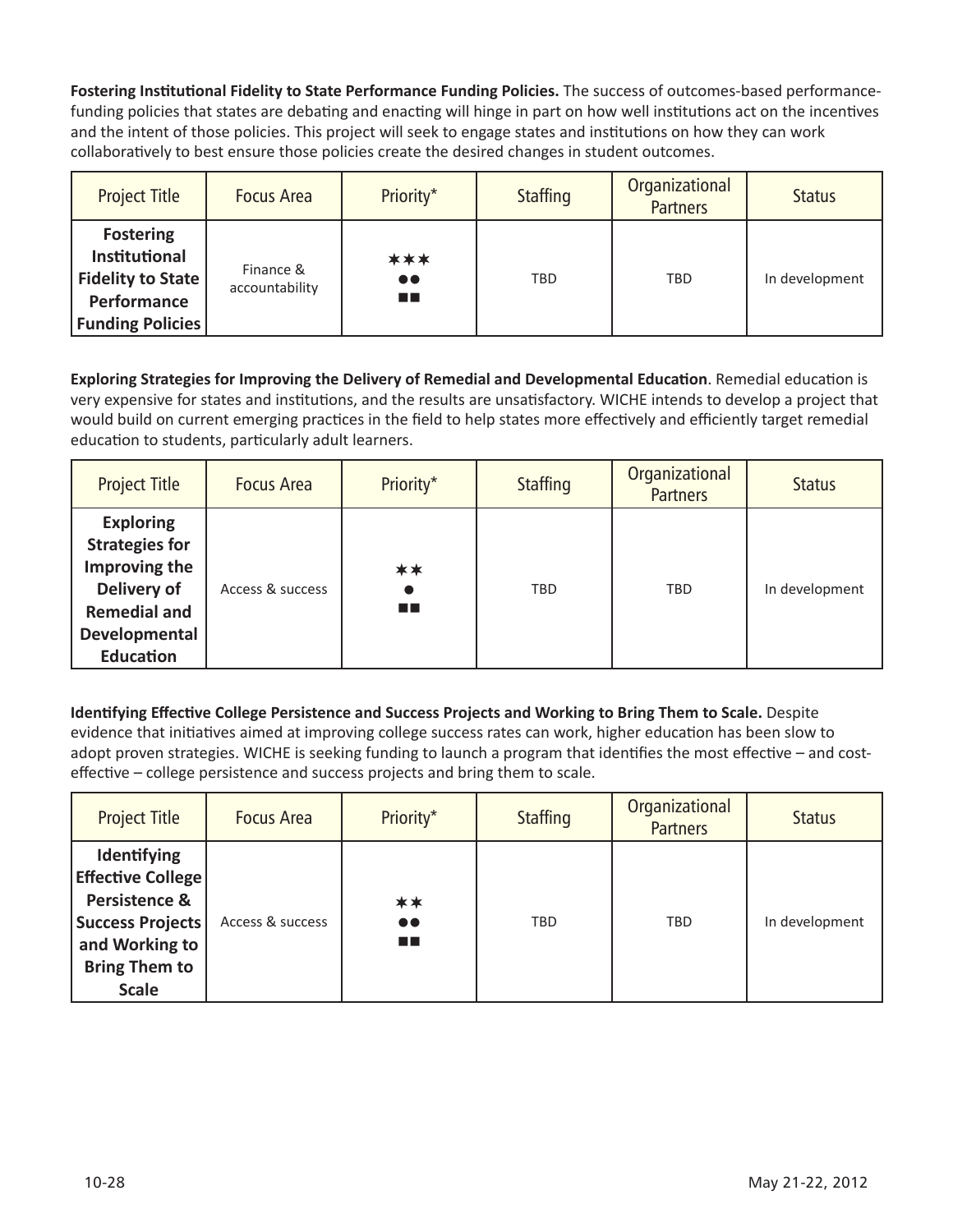**Fostering Institutional Fidelity to State Performance Funding Policies.** The success of outcomes-based performance-funding policies that states are debating and enacting will hinge in part on how well institutions act on the incentives and the intent of those policies. This project will seek to engage states and institutions on how they can work collaboratively to best ensure those policies create the desired changes in student outcomes.

| Project Title | Focus Area | Priority* | Staffing | Organizational Partners | Status |
| --- | --- | --- | --- | --- | --- |
| **Fostering Institutional Fidelity to State Performance Funding Policies** | Finance & accountability | ✶✶✶ ●● ■■ | TBD | TBD | In development |

**Exploring Strategies for Improving the Delivery of Remedial and Developmental Education**. Remedial education is very expensive for states and institutions, and the results are unsatisfactory. WICHE intends to develop a project that would build on current emerging practices in the field to help states more effectively and efficiently target remedial education to students, particularly adult learners.

| Project Title | Focus Area | Priority* | Staffing | Organizational Partners | Status |
| --- | --- | --- | --- | --- | --- |
| **Exploring Strategies for Improving the Delivery of Remedial and Developmental Education** | Access & success | ✶✶ ● ■■ | TBD | TBD | In development |

**Identifying Effective College Persistence and Success Projects and Working to Bring Them to Scale.** Despite evidence that initiatives aimed at improving college success rates can work, higher education has been slow to adopt proven strategies. WICHE is seeking funding to launch a program that identifies the most effective – and cost-effective – college persistence and success projects and bring them to scale.

| Project Title | Focus Area | Priority* | Staffing | Organizational Partners | Status |
| --- | --- | --- | --- | --- | --- |
| **Identifying Effective College Persistence & Success Projects and Working to Bring Them to Scale** | Access & success | ✶✶ ●● ■■ | TBD | TBD | In development |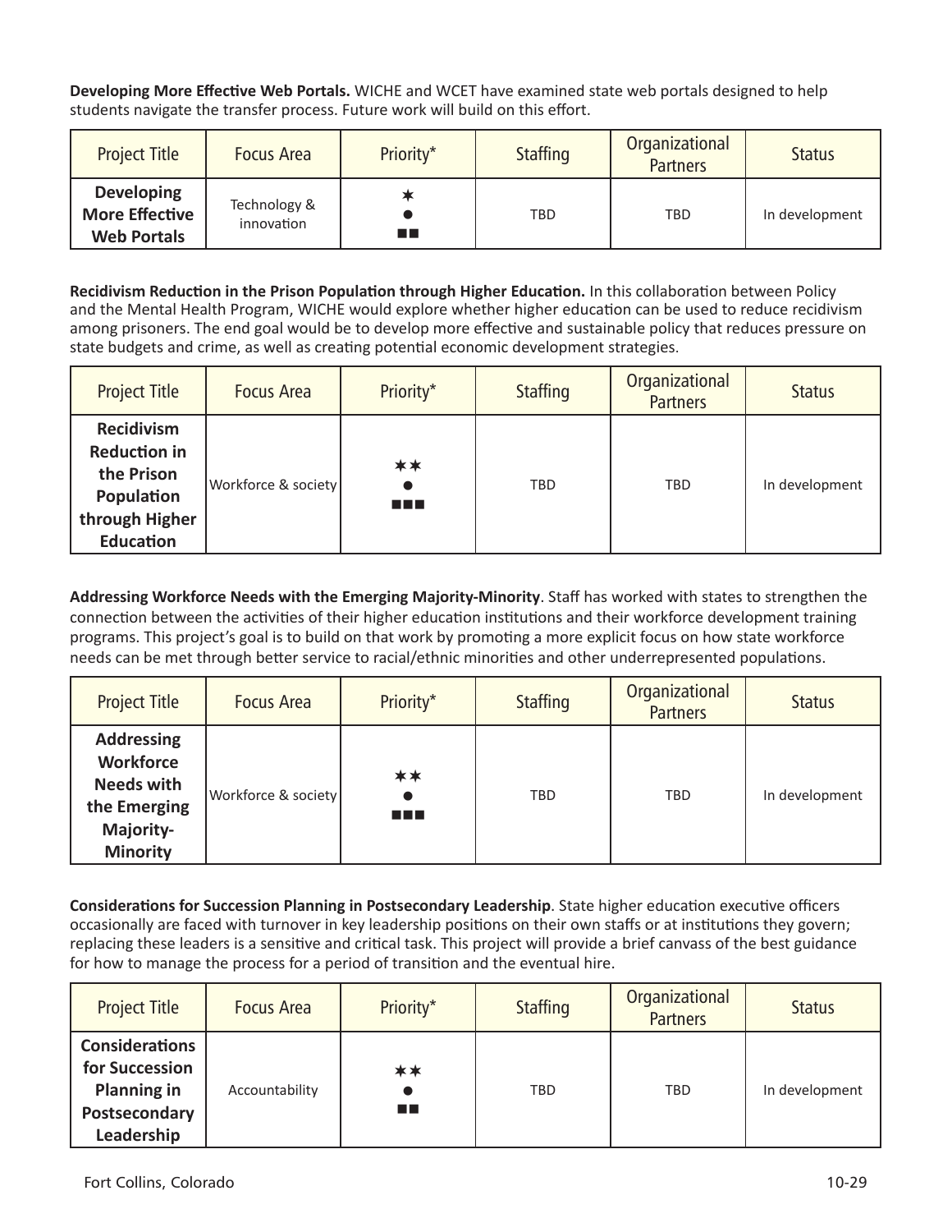**Developing More Effective Web Portals.** WICHE and WCET have examined state web portals designed to help students navigate the transfer process. Future work will build on this effort.

| Project Title | Focus Area | Priority* | Staffing | Organizational Partners | Status |
|---|---|---|---|---|---|
| **Developing More Effective Web Portals** | Technology & innovation | ✶ ● ■■ | TBD | TBD | In development |

**Recidivism Reduction in the Prison Population through Higher Education.** In this collaboration between Policy and the Mental Health Program, WICHE would explore whether higher education can be used to reduce recidivism among prisoners. The end goal would be to develop more effective and sustainable policy that reduces pressure on state budgets and crime, as well as creating potential economic development strategies.

| Project Title | Focus Area | Priority* | Staffing | Organizational Partners | Status |
|---|---|---|---|---|---|
| **Recidivism Reduction in the Prison Population through Higher Education** | Workforce & society | ✶✶ ● ■■■ | TBD | TBD | In development |

**Addressing Workforce Needs with the Emerging Majority-Minority**. Staff has worked with states to strengthen the connection between the activities of their higher education institutions and their workforce development training programs. This project's goal is to build on that work by promoting a more explicit focus on how state workforce needs can be met through better service to racial/ethnic minorities and other underrepresented populations.

| Project Title | Focus Area | Priority* | Staffing | Organizational Partners | Status |
|---|---|---|---|---|---|
| **Addressing Workforce Needs with the Emerging Majority-Minority** | Workforce & society | ✶✶ ● ■■■ | TBD | TBD | In development |

**Considerations for Succession Planning in Postsecondary Leadership**. State higher education executive officers occasionally are faced with turnover in key leadership positions on their own staffs or at institutions they govern; replacing these leaders is a sensitive and critical task. This project will provide a brief canvass of the best guidance for how to manage the process for a period of transition and the eventual hire.

| Project Title | Focus Area | Priority* | Staffing | Organizational Partners | Status |
|---|---|---|---|---|---|
| **Considerations for Succession Planning in Postsecondary Leadership** | Accountability | ✶✶ ● ■■ | TBD | TBD | In development |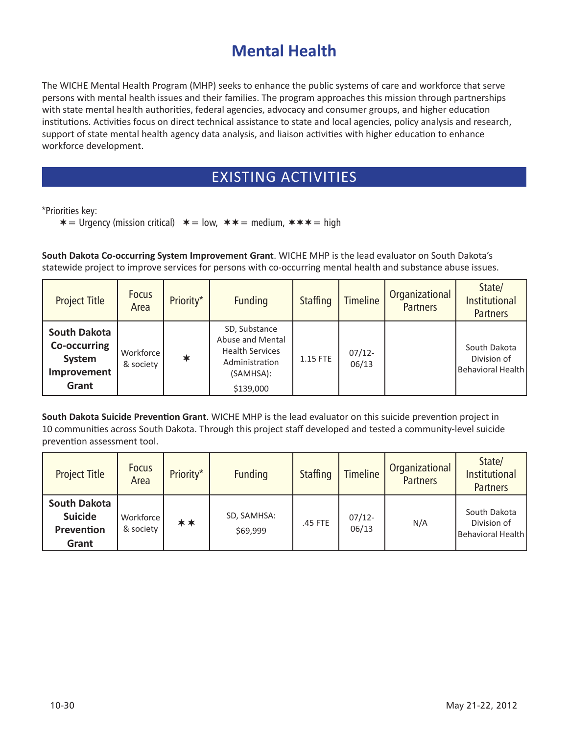# Mental Health

The WICHE Mental Health Program (MHP) seeks to enhance the public systems of care and workforce that serve persons with mental health issues and their families. The program approaches this mission through partnerships with state mental health authorities, federal agencies, advocacy and consumer groups, and higher education institutions. Activities focus on direct technical assistance to state and local agencies, policy analysis and research, support of state mental health agency data analysis, and liaison activities with higher education to enhance workforce development.

## EXISTING ACTIVITIES

*Priorities key:
✶ = Urgency (mission critical) ✶ = low, ✶✶ = medium, ✶✶✶ = high

**South Dakota Co-occurring System Improvement Grant**. WICHE MHP is the lead evaluator on South Dakota's statewide project to improve services for persons with co-occurring mental health and substance abuse issues.

| Project Title | Focus Area | Priority* | Funding | Staffing | Timeline | Organizational Partners | State/ Institutional Partners |
|---|---|---|---|---|---|---|---|
| **South Dakota Co-occurring System Improvement Grant** | Workforce & society | ✶ | SD, Substance Abuse and Mental Health Services Administration (SAMHSA): $139,000 | 1.15 FTE | 07/12-06/13 | | South Dakota Division of Behavioral Health |

**South Dakota Suicide Prevention Grant**. WICHE MHP is the lead evaluator on this suicide prevention project in 10 communities across South Dakota. Through this project staff developed and tested a community-level suicide prevention assessment tool.

| Project Title | Focus Area | Priority* | Funding | Staffing | Timeline | Organizational Partners | State/ Institutional Partners |
|---|---|---|---|---|---|---|---|
| **South Dakota Suicide Prevention Grant** | Workforce & society | ✶✶ | SD, SAMHSA: $69,999 | .45 FTE | 07/12-06/13 | N/A | South Dakota Division of Behavioral Health |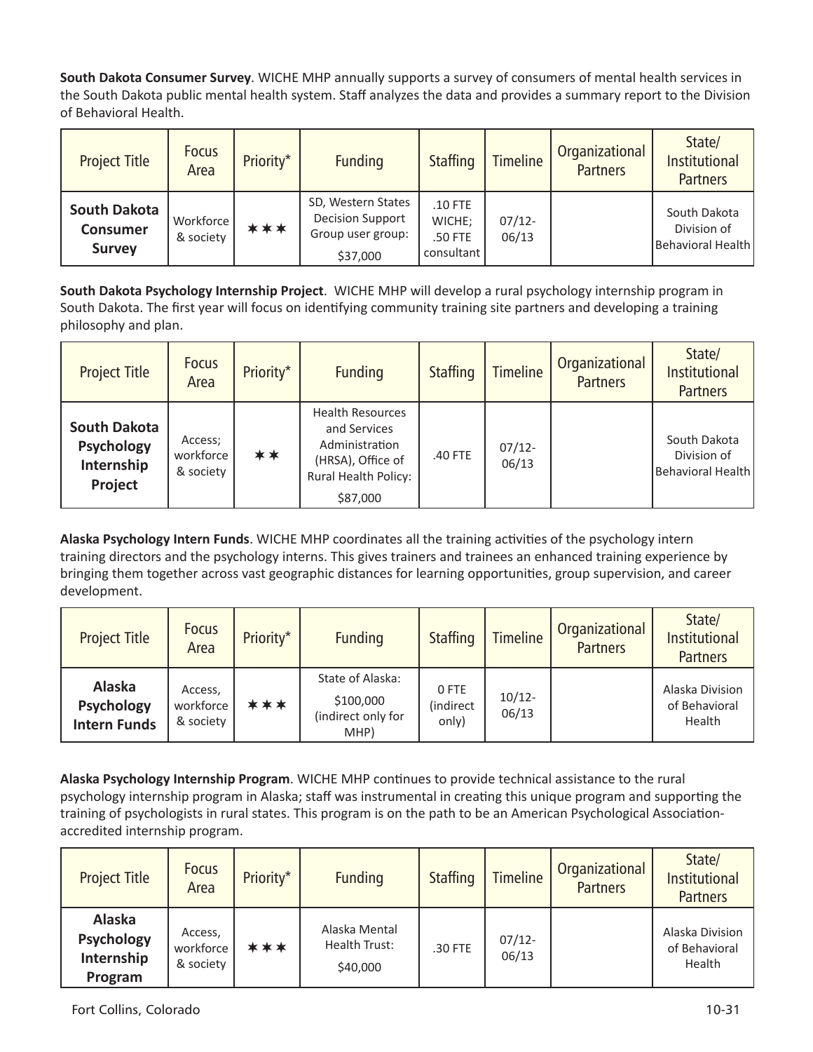**South Dakota Consumer Survey**. WICHE MHP annually supports a survey of consumers of mental health services in the South Dakota public mental health system. Staff analyzes the data and provides a summary report to the Division of Behavioral Health.

| Project Title | Focus Area | Priority* | Funding | Staffing | Timeline | Organizational Partners | State/ Institutional Partners |
|---|---|---|---|---|---|---|---|
| **South Dakota Consumer Survey** | Workforce & society | ✶✶✶ | SD, Western States Decision Support Group user group: $37,000 | .10 FTE WICHE; .50 FTE consultant | 07/12-06/13 | | South Dakota Division of Behavioral Health |

**South Dakota Psychology Internship Project**. WICHE MHP will develop a rural psychology internship program in South Dakota. The first year will focus on identifying community training site partners and developing a training philosophy and plan.

| Project Title | Focus Area | Priority* | Funding | Staffing | Timeline | Organizational Partners | State/ Institutional Partners |
|---|---|---|---|---|---|---|---|
| **South Dakota Psychology Internship Project** | Access; workforce & society | ✶✶ | Health Resources and Services Administration (HRSA), Office of Rural Health Policy: $87,000 | .40 FTE | 07/12-06/13 | | South Dakota Division of Behavioral Health |

**Alaska Psychology Intern Funds**. WICHE MHP coordinates all the training activities of the psychology intern training directors and the psychology interns. This gives trainers and trainees an enhanced training experience by bringing them together across vast geographic distances for learning opportunities, group supervision, and career development.

| Project Title | Focus Area | Priority* | Funding | Staffing | Timeline | Organizational Partners | State/ Institutional Partners |
|---|---|---|---|---|---|---|---|
| **Alaska Psychology Intern Funds** | Access, workforce & society | ✶✶✶ | State of Alaska: $100,000 (indirect only for MHP) | 0 FTE (indirect only) | 10/12-06/13 | | Alaska Division of Behavioral Health |

**Alaska Psychology Internship Program**. WICHE MHP continues to provide technical assistance to the rural psychology internship program in Alaska; staff was instrumental in creating this unique program and supporting the training of psychologists in rural states. This program is on the path to be an American Psychological Association-accredited internship program.

| Project Title | Focus Area | Priority* | Funding | Staffing | Timeline | Organizational Partners | State/ Institutional Partners |
|---|---|---|---|---|---|---|---|
| **Alaska Psychology Internship Program** | Access, workforce & society | ✶✶✶ | Alaska Mental Health Trust: $40,000 | .30 FTE | 07/12-06/13 | | Alaska Division of Behavioral Health |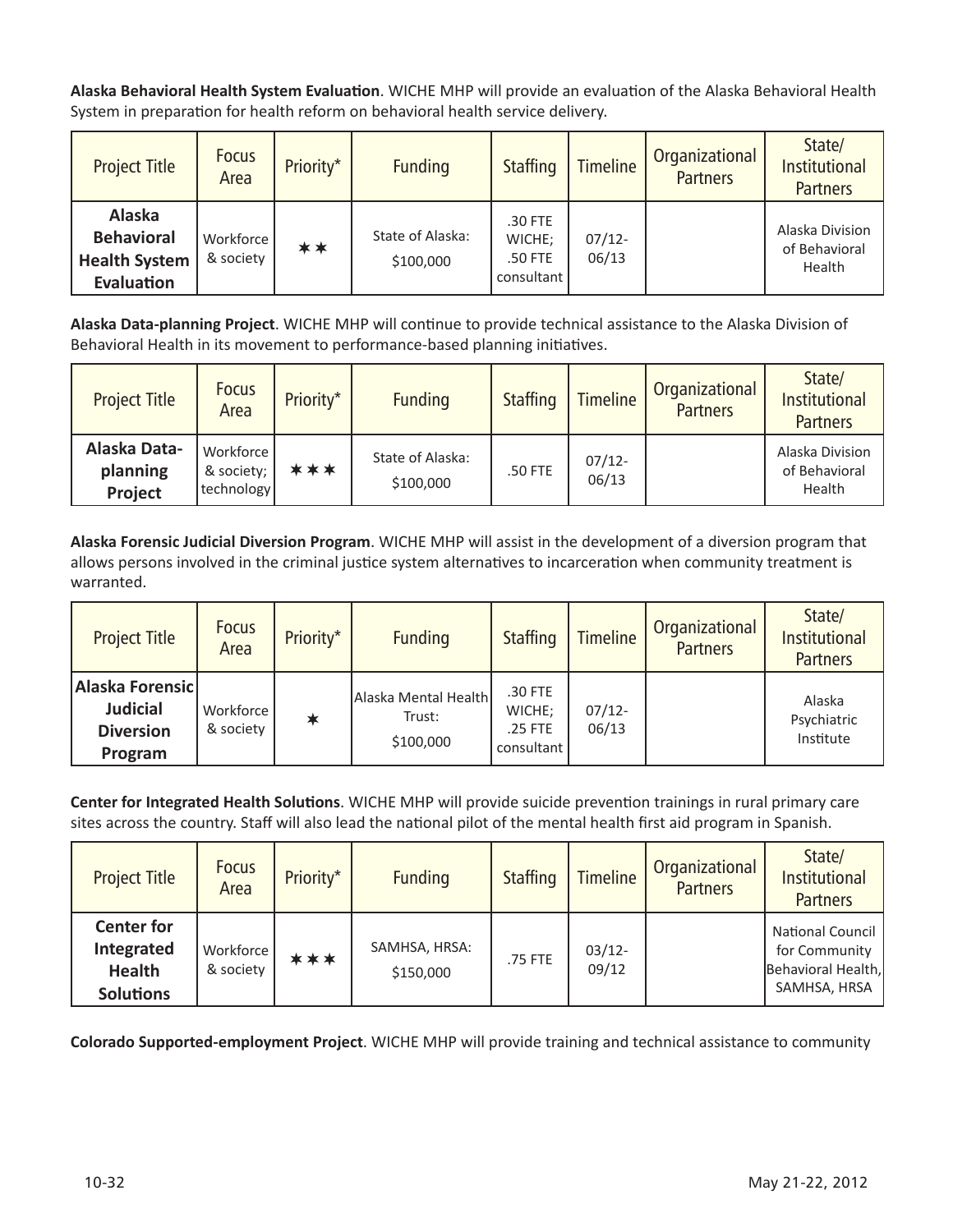**Alaska Behavioral Health System Evaluation**. WICHE MHP will provide an evaluation of the Alaska Behavioral Health System in preparation for health reform on behavioral health service delivery.

| Project Title | Focus Area | Priority* | Funding | Staffing | Timeline | Organizational Partners | State/ Institutional Partners |
|---|---|---|---|---|---|---|---|
| **Alaska Behavioral Health System Evaluation** | Workforce & society | ✶✶ | State of Alaska: $100,000 | .30 FTE WICHE; .50 FTE consultant | 07/12-06/13 | | Alaska Division of Behavioral Health |

**Alaska Data-planning Project**. WICHE MHP will continue to provide technical assistance to the Alaska Division of Behavioral Health in its movement to performance-based planning initiatives.

| Project Title | Focus Area | Priority* | Funding | Staffing | Timeline | Organizational Partners | State/ Institutional Partners |
|---|---|---|---|---|---|---|---|
| **Alaska Data-planning Project** | Workforce & society; technology | ✶✶✶ | State of Alaska: $100,000 | .50 FTE | 07/12-06/13 | | Alaska Division of Behavioral Health |

**Alaska Forensic Judicial Diversion Program**. WICHE MHP will assist in the development of a diversion program that allows persons involved in the criminal justice system alternatives to incarceration when community treatment is warranted.

| Project Title | Focus Area | Priority* | Funding | Staffing | Timeline | Organizational Partners | State/ Institutional Partners |
|---|---|---|---|---|---|---|---|
| **Alaska Forensic Judicial Diversion Program** | Workforce & society | ✶ | Alaska Mental Health Trust: $100,000 | .30 FTE WICHE; .25 FTE consultant | 07/12-06/13 | | Alaska Psychiatric Institute |

**Center for Integrated Health Solutions**. WICHE MHP will provide suicide prevention trainings in rural primary care sites across the country. Staff will also lead the national pilot of the mental health first aid program in Spanish.

| Project Title | Focus Area | Priority* | Funding | Staffing | Timeline | Organizational Partners | State/ Institutional Partners |
|---|---|---|---|---|---|---|---|
| **Center for Integrated Health Solutions** | Workforce & society | ✶✶✶ | SAMHSA, HRSA: $150,000 | .75 FTE | 03/12-09/12 | | National Council for Community Behavioral Health, SAMHSA, HRSA |

**Colorado Supported-employment Project**. WICHE MHP will provide training and technical assistance to community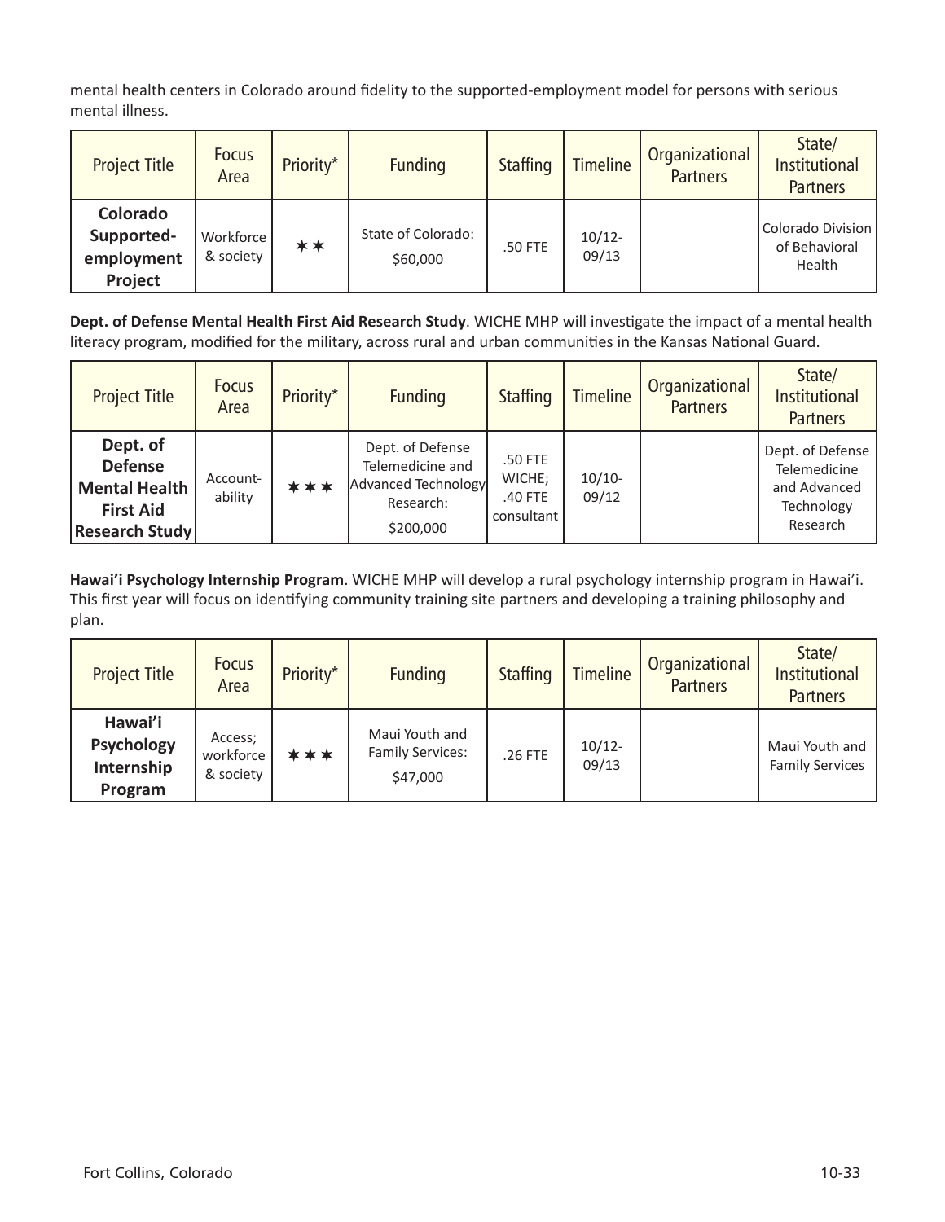mental health centers in Colorado around fidelity to the supported-employment model for persons with serious mental illness.

| Project Title | Focus Area | Priority* | Funding | Staffing | Timeline | Organizational Partners | State/ Institutional Partners |
|---|---|---|---|---|---|---|---|
| **Colorado Supported-employment Project** | Workforce & society | ✶✶ | State of Colorado: $60,000 | .50 FTE | 10/12-09/13 | | Colorado Division of Behavioral Health |

**Dept. of Defense Mental Health First Aid Research Study**. WICHE MHP will investigate the impact of a mental health literacy program, modified for the military, across rural and urban communities in the Kansas National Guard.

| Project Title | Focus Area | Priority* | Funding | Staffing | Timeline | Organizational Partners | State/ Institutional Partners |
|---|---|---|---|---|---|---|---|
| **Dept. of Defense Mental Health First Aid Research Study** | Account-ability | ✶✶✶ | Dept. of Defense Telemedicine and Advanced Technology Research: $200,000 | .50 FTE WICHE; .40 FTE consultant | 10/10-09/12 | | Dept. of Defense Telemedicine and Advanced Technology Research |

**Hawai'i Psychology Internship Program**. WICHE MHP will develop a rural psychology internship program in Hawai'i. This first year will focus on identifying community training site partners and developing a training philosophy and plan.

| Project Title | Focus Area | Priority* | Funding | Staffing | Timeline | Organizational Partners | State/ Institutional Partners |
|---|---|---|---|---|---|---|---|
| **Hawai'i Psychology Internship Program** | Access; workforce & society | ✶✶✶ | Maui Youth and Family Services: $47,000 | .26 FTE | 10/12-09/13 | | Maui Youth and Family Services |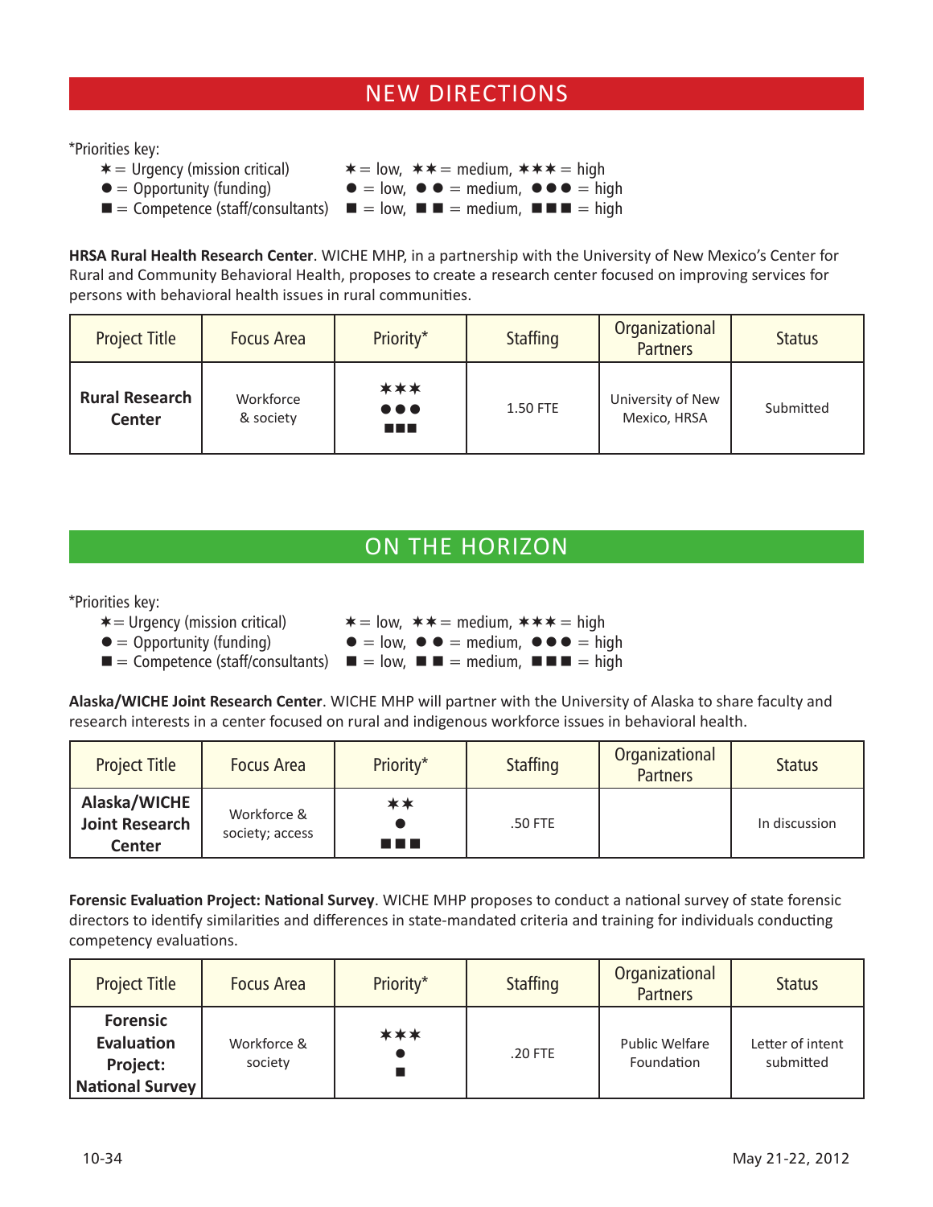## NEW DIRECTIONS

*Priorities key:

- ✶ = Urgency (mission critical) — ✶ = low, ✶✶ = medium, ✶✶✶ = high
- ● = Opportunity (funding) — ● = low, ● ● = medium, ●●● = high
- ■ = Competence (staff/consultants) — ■ = low, ■ ■ = medium, ■■■ = high

**HRSA Rural Health Research Center**. WICHE MHP, in a partnership with the University of New Mexico's Center for Rural and Community Behavioral Health, proposes to create a research center focused on improving services for persons with behavioral health issues in rural communities.

| Project Title | Focus Area | Priority* | Staffing | Organizational Partners | Status |
|---|---|---|---|---|---|
| **Rural Research Center** | Workforce & society | ✶✶✶ ●●● ■■■ | 1.50 FTE | University of New Mexico, HRSA | Submitted |

## ON THE HORIZON

*Priorities key:

- ✶ = Urgency (mission critical) — ✶ = low, ✶✶ = medium, ✶✶✶ = high
- ● = Opportunity (funding) — ● = low, ● ● = medium, ●●● = high
- ■ = Competence (staff/consultants) — ■ = low, ■ ■ = medium, ■■■ = high

**Alaska/WICHE Joint Research Center**. WICHE MHP will partner with the University of Alaska to share faculty and research interests in a center focused on rural and indigenous workforce issues in behavioral health.

| Project Title | Focus Area | Priority* | Staffing | Organizational Partners | Status |
|---|---|---|---|---|---|
| **Alaska/WICHE Joint Research Center** | Workforce & society; access | ✶✶ ● ■■■ | .50 FTE | | In discussion |

**Forensic Evaluation Project: National Survey**. WICHE MHP proposes to conduct a national survey of state forensic directors to identify similarities and differences in state-mandated criteria and training for individuals conducting competency evaluations.

| Project Title | Focus Area | Priority* | Staffing | Organizational Partners | Status |
|---|---|---|---|---|---|
| **Forensic Evaluation Project: National Survey** | Workforce & society | ✶✶✶ ● ■ | .20 FTE | Public Welfare Foundation | Letter of intent submitted |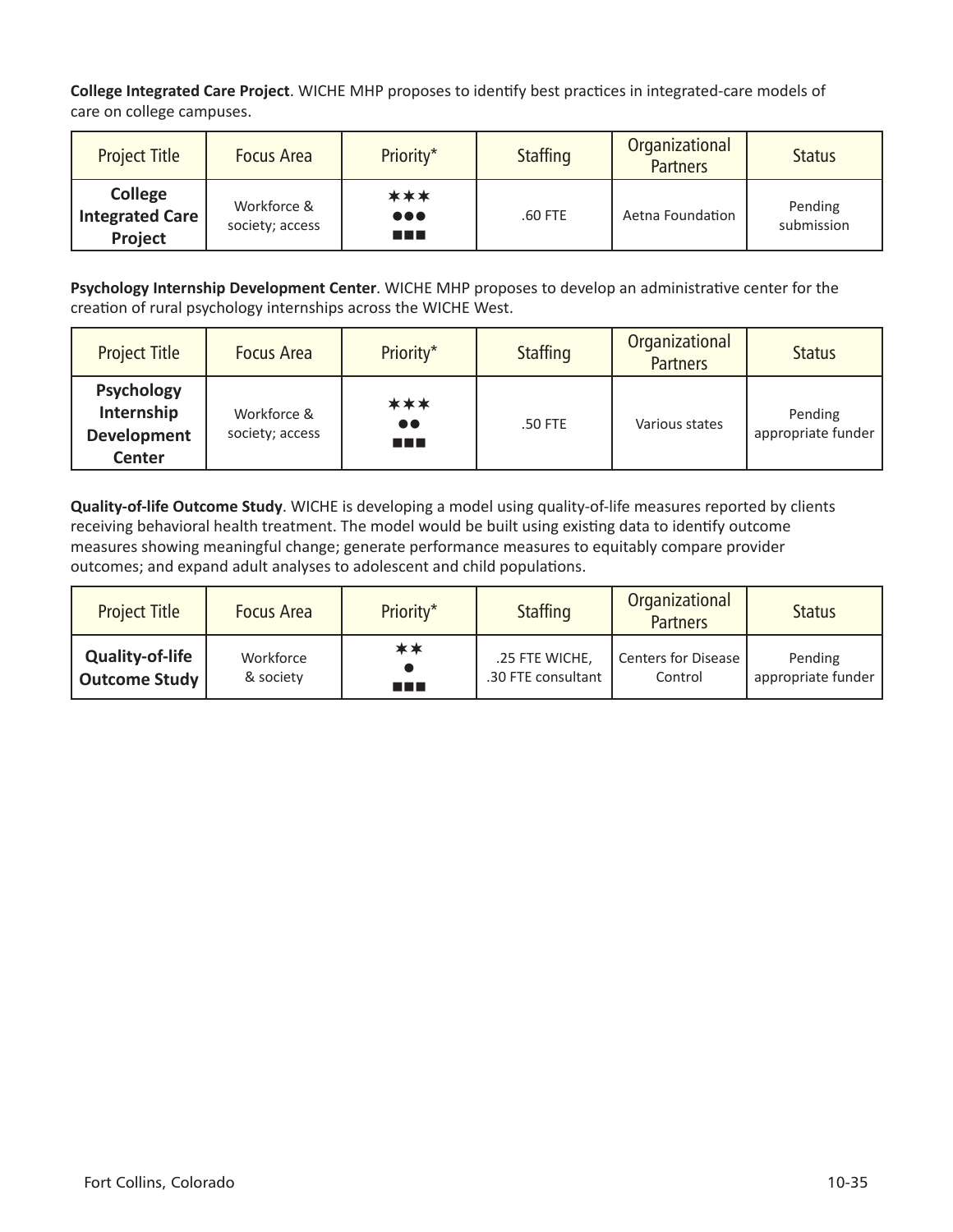**College Integrated Care Project**. WICHE MHP proposes to identify best practices in integrated-care models of care on college campuses.

| Project Title | Focus Area | Priority* | Staffing | Organizational Partners | Status |
|---|---|---|---|---|---|
| **College Integrated Care Project** | Workforce & society; access | ✶✶✶ ●●● ■■■ | .60 FTE | Aetna Foundation | Pending submission |

**Psychology Internship Development Center**. WICHE MHP proposes to develop an administrative center for the creation of rural psychology internships across the WICHE West.

| Project Title | Focus Area | Priority* | Staffing | Organizational Partners | Status |
|---|---|---|---|---|---|
| **Psychology Internship Development Center** | Workforce & society; access | ✶✶✶ ●● ■■■ | .50 FTE | Various states | Pending appropriate funder |

**Quality-of-life Outcome Study**. WICHE is developing a model using quality-of-life measures reported by clients receiving behavioral health treatment. The model would be built using existing data to identify outcome measures showing meaningful change; generate performance measures to equitably compare provider outcomes; and expand adult analyses to adolescent and child populations.

| Project Title | Focus Area | Priority* | Staffing | Organizational Partners | Status |
|---|---|---|---|---|---|
| **Quality-of-life Outcome Study** | Workforce & society | ✶✶ ● ■■■ | .25 FTE WICHE, .30 FTE consultant | Centers for Disease Control | Pending appropriate funder |

Fort Collins, Colorado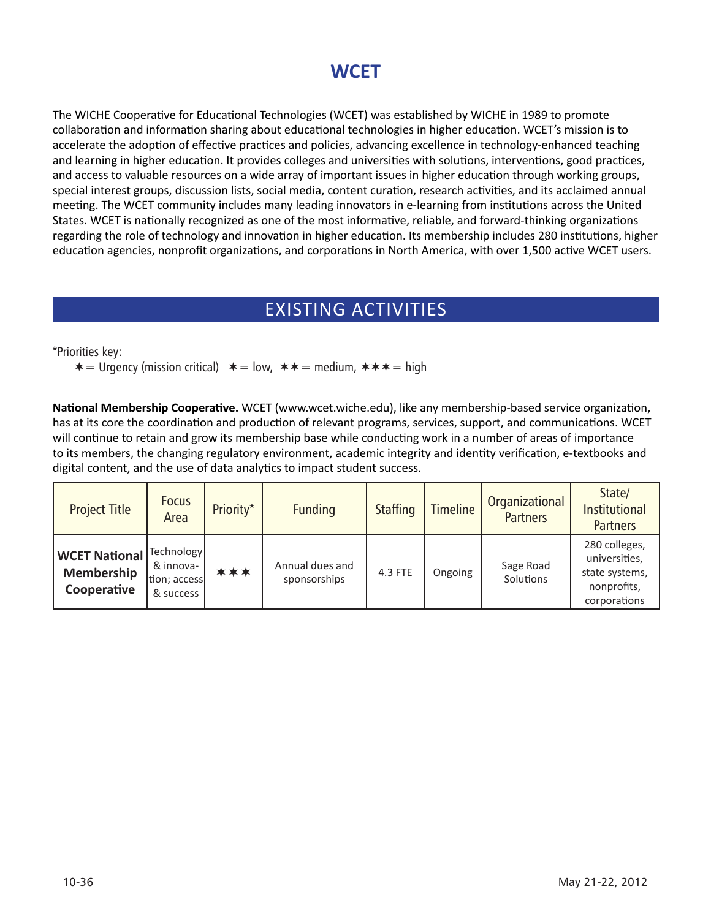# WCET

The WICHE Cooperative for Educational Technologies (WCET) was established by WICHE in 1989 to promote collaboration and information sharing about educational technologies in higher education. WCET's mission is to accelerate the adoption of effective practices and policies, advancing excellence in technology-enhanced teaching and learning in higher education. It provides colleges and universities with solutions, interventions, good practices, and access to valuable resources on a wide array of important issues in higher education through working groups, special interest groups, discussion lists, social media, content curation, research activities, and its acclaimed annual meeting. The WCET community includes many leading innovators in e-learning from institutions across the United States. WCET is nationally recognized as one of the most informative, reliable, and forward-thinking organizations regarding the role of technology and innovation in higher education. Its membership includes 280 institutions, higher education agencies, nonprofit organizations, and corporations in North America, with over 1,500 active WCET users.

## EXISTING ACTIVITIES

*Priorities key:

✶ = Urgency (mission critical) ✶ = low, ✶✶ = medium, ✶✶✶ = high

**National Membership Cooperative.** WCET (www.wcet.wiche.edu), like any membership-based service organization, has at its core the coordination and production of relevant programs, services, support, and communications. WCET will continue to retain and grow its membership base while conducting work in a number of areas of importance to its members, the changing regulatory environment, academic integrity and identity verification, e-textbooks and digital content, and the use of data analytics to impact student success.

| Project Title | Focus Area | Priority* | Funding | Staffing | Timeline | Organizational Partners | State/ Institutional Partners |
|---|---|---|---|---|---|---|---|
| **WCET National Membership Cooperative** | Technology & innovation; access & success | ✶✶✶ | Annual dues and sponsorships | 4.3 FTE | Ongoing | Sage Road Solutions | 280 colleges, universities, state systems, nonprofits, corporations |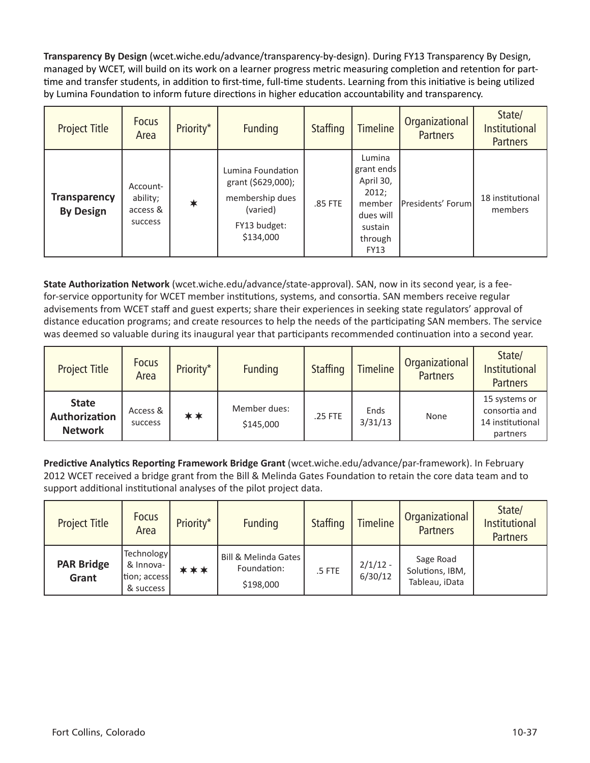**Transparency By Design** (wcet.wiche.edu/advance/transparency-by-design). During FY13 Transparency By Design, managed by WCET, will build on its work on a learner progress metric measuring completion and retention for part-time and transfer students, in addition to first-time, full-time students. Learning from this initiative is being utilized by Lumina Foundation to inform future directions in higher education accountability and transparency.

| Project Title | Focus Area | Priority* | Funding | Staffing | Timeline | Organizational Partners | State/ Institutional Partners |
|---|---|---|---|---|---|---|---|
| **Transparency By Design** | Account-ability; access & success | ✶ | Lumina Foundation grant ($629,000); membership dues (varied) FY13 budget: $134,000 | .85 FTE | Lumina grant ends April 30, 2012; member dues will sustain through FY13 | Presidents' Forum | 18 institutional members |

**State Authorization Network** (wcet.wiche.edu/advance/state-approval). SAN, now in its second year, is a fee-for-service opportunity for WCET member institutions, systems, and consortia. SAN members receive regular advisements from WCET staff and guest experts; share their experiences in seeking state regulators' approval of distance education programs; and create resources to help the needs of the participating SAN members. The service was deemed so valuable during its inaugural year that participants recommended continuation into a second year.

| Project Title | Focus Area | Priority* | Funding | Staffing | Timeline | Organizational Partners | State/ Institutional Partners |
|---|---|---|---|---|---|---|---|
| **State Authorization Network** | Access & success | ✶✶ | Member dues: $145,000 | .25 FTE | Ends 3/31/13 | None | 15 systems or consortia and 14 institutional partners |

**Predictive Analytics Reporting Framework Bridge Grant** (wcet.wiche.edu/advance/par-framework). In February 2012 WCET received a bridge grant from the Bill & Melinda Gates Foundation to retain the core data team and to support additional institutional analyses of the pilot project data.

| Project Title | Focus Area | Priority* | Funding | Staffing | Timeline | Organizational Partners | State/ Institutional Partners |
|---|---|---|---|---|---|---|---|
| **PAR Bridge Grant** | Technology & Innova-tion; access & success | ✶✶✶ | Bill & Melinda Gates Foundation: $198,000 | .5 FTE | 2/1/12 - 6/30/12 | Sage Road Solutions, IBM, Tableau, iData | |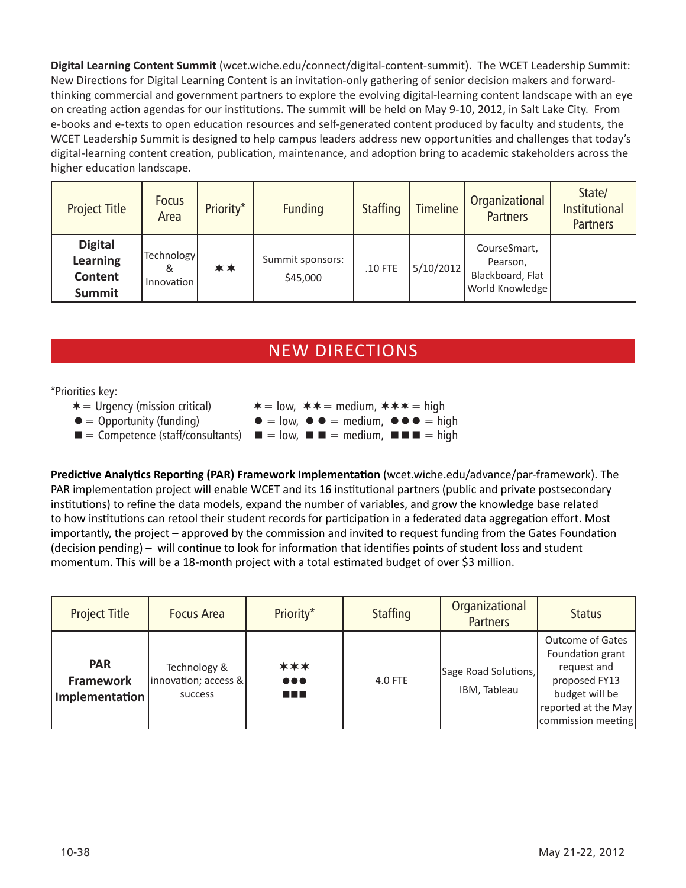**Digital Learning Content Summit** (wcet.wiche.edu/connect/digital-content-summit). The WCET Leadership Summit: New Directions for Digital Learning Content is an invitation-only gathering of senior decision makers and forward-thinking commercial and government partners to explore the evolving digital-learning content landscape with an eye on creating action agendas for our institutions. The summit will be held on May 9-10, 2012, in Salt Lake City. From e-books and e-texts to open education resources and self-generated content produced by faculty and students, the WCET Leadership Summit is designed to help campus leaders address new opportunities and challenges that today's digital-learning content creation, publication, maintenance, and adoption bring to academic stakeholders across the higher education landscape.

| Project Title | Focus Area | Priority* | Funding | Staffing | Timeline | Organizational Partners | State/ Institutional Partners |
|---|---|---|---|---|---|---|---|
| **Digital Learning Content Summit** | Technology & Innovation | ✶✶ | Summit sponsors: $45,000 | .10 FTE | 5/10/2012 | CourseSmart, Pearson, Blackboard, Flat World Knowledge | |

## NEW DIRECTIONS

*Priorities key:

- ✶ = Urgency (mission critical) — ✶ = low, ✶✶ = medium, ✶✶✶ = high
- ● = Opportunity (funding) — ● = low, ●● = medium, ●●● = high
- ■ = Competence (staff/consultants) — ■ = low, ■■ = medium, ■■■ = high

**Predictive Analytics Reporting (PAR) Framework Implementation** (wcet.wiche.edu/advance/par-framework). The PAR implementation project will enable WCET and its 16 institutional partners (public and private postsecondary institutions) to refine the data models, expand the number of variables, and grow the knowledge base related to how institutions can retool their student records for participation in a federated data aggregation effort. Most importantly, the project – approved by the commission and invited to request funding from the Gates Foundation (decision pending) – will continue to look for information that identifies points of student loss and student momentum. This will be a 18-month project with a total estimated budget of over $3 million.

| Project Title | Focus Area | Priority* | Staffing | Organizational Partners | Status |
|---|---|---|---|---|---|
| **PAR Framework Implementation** | Technology & innovation; access & success | ✶✶✶ ●●● ■■■ | 4.0 FTE | Sage Road Solutions, IBM, Tableau | Outcome of Gates Foundation grant request and proposed FY13 budget will be reported at the May commission meeting |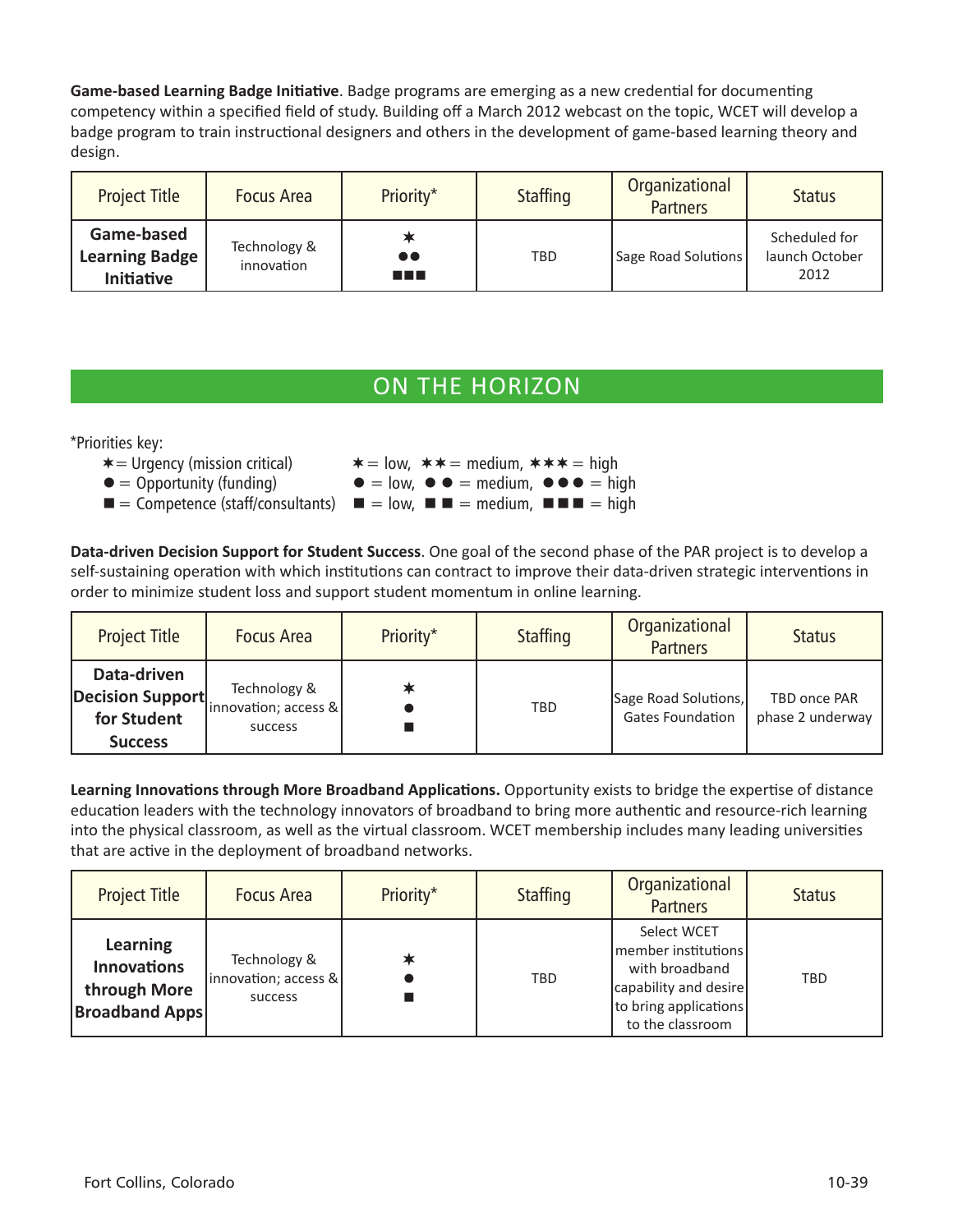**Game-based Learning Badge Initiative**. Badge programs are emerging as a new credential for documenting competency within a specified field of study. Building off a March 2012 webcast on the topic, WCET will develop a badge program to train instructional designers and others in the development of game-based learning theory and design.

| Project Title | Focus Area | Priority* | Staffing | Organizational Partners | Status |
|---|---|---|---|---|---|
| **Game-based Learning Badge Initiative** | Technology & innovation | ✶ ●● ■■■ | TBD | Sage Road Solutions | Scheduled for launch October 2012 |

## ON THE HORIZON

*Priorities key:

- ✶ = Urgency (mission critical) — ✶ = low, ✶✶ = medium, ✶✶✶ = high
- ● = Opportunity (funding) — ● = low, ●● = medium, ●●● = high
- ■ = Competence (staff/consultants) — ■ = low, ■■ = medium, ■■■ = high

**Data-driven Decision Support for Student Success**. One goal of the second phase of the PAR project is to develop a self-sustaining operation with which institutions can contract to improve their data-driven strategic interventions in order to minimize student loss and support student momentum in online learning.

| Project Title | Focus Area | Priority* | Staffing | Organizational Partners | Status |
|---|---|---|---|---|---|
| **Data-driven Decision Support for Student Success** | Technology & innovation; access & success | ✶ ● ■ | TBD | Sage Road Solutions, Gates Foundation | TBD once PAR phase 2 underway |

**Learning Innovations through More Broadband Applications.** Opportunity exists to bridge the expertise of distance education leaders with the technology innovators of broadband to bring more authentic and resource-rich learning into the physical classroom, as well as the virtual classroom. WCET membership includes many leading universities that are active in the deployment of broadband networks.

| Project Title | Focus Area | Priority* | Staffing | Organizational Partners | Status |
|---|---|---|---|---|---|
| **Learning Innovations through More Broadband Apps** | Technology & innovation; access & success | ✶ ● ■ | TBD | Select WCET member institutions with broadband capability and desire to bring applications to the classroom | TBD |

Fort Collins, Colorado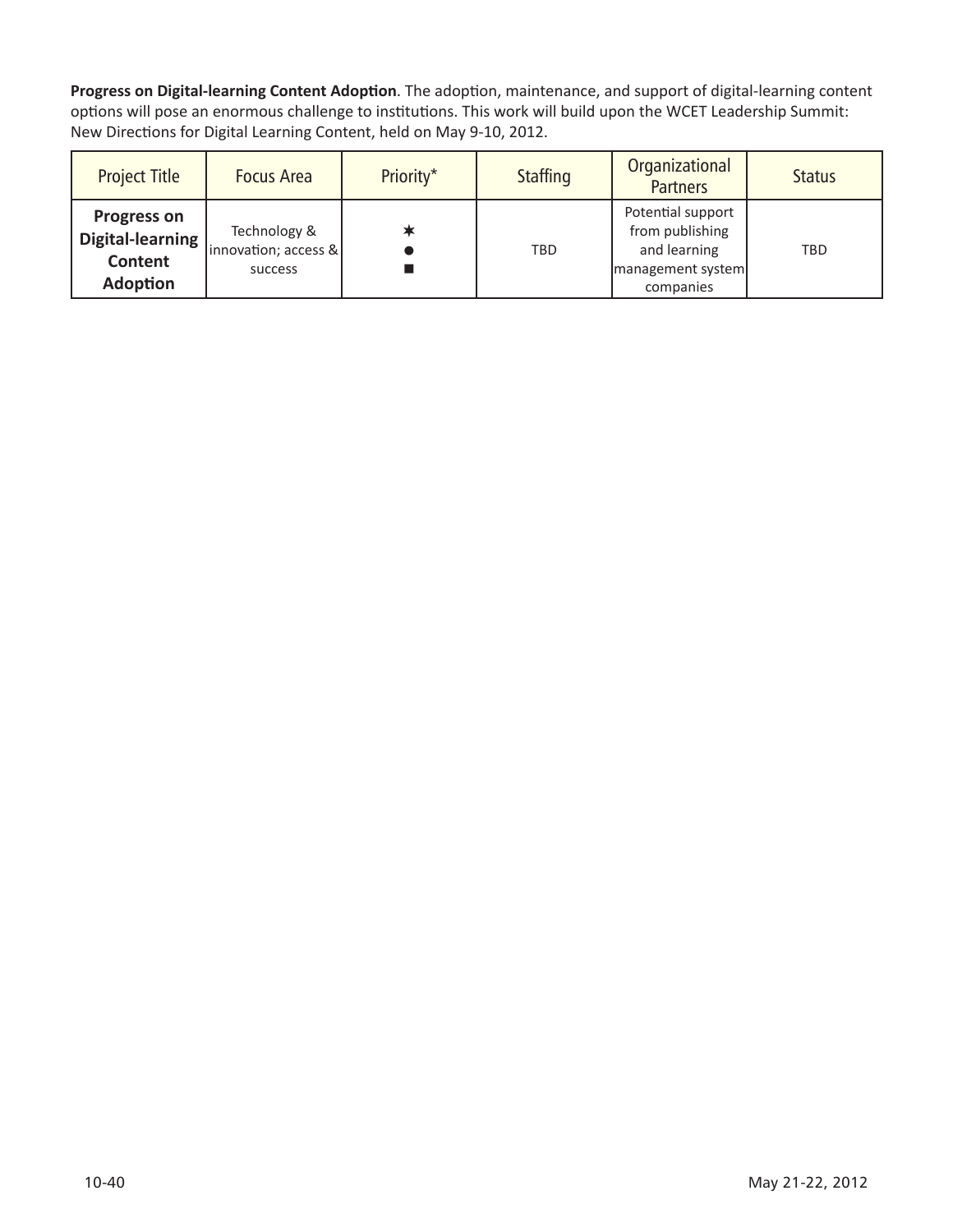**Progress on Digital-learning Content Adoption**. The adoption, maintenance, and support of digital-learning content options will pose an enormous challenge to institutions. This work will build upon the WCET Leadership Summit: New Directions for Digital Learning Content, held on May 9-10, 2012.

| Project Title | Focus Area | Priority* | Staffing | Organizational Partners | Status |
|---|---|---|---|---|---|
| **Progress on Digital-learning Content Adoption** | Technology & innovation; access & success | ✶ ● ■ | TBD | Potential support from publishing and learning management system companies | TBD |